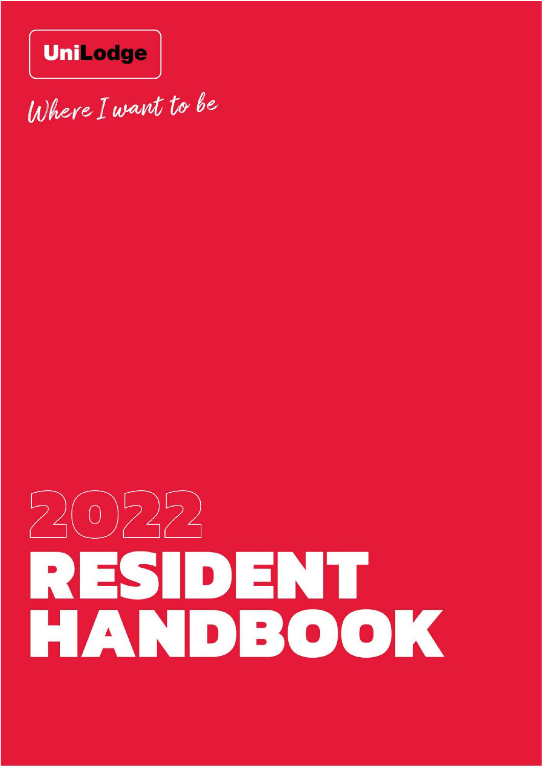UniLodge

*Where I want to be*

# 2022 RESIDENT HANDBOOK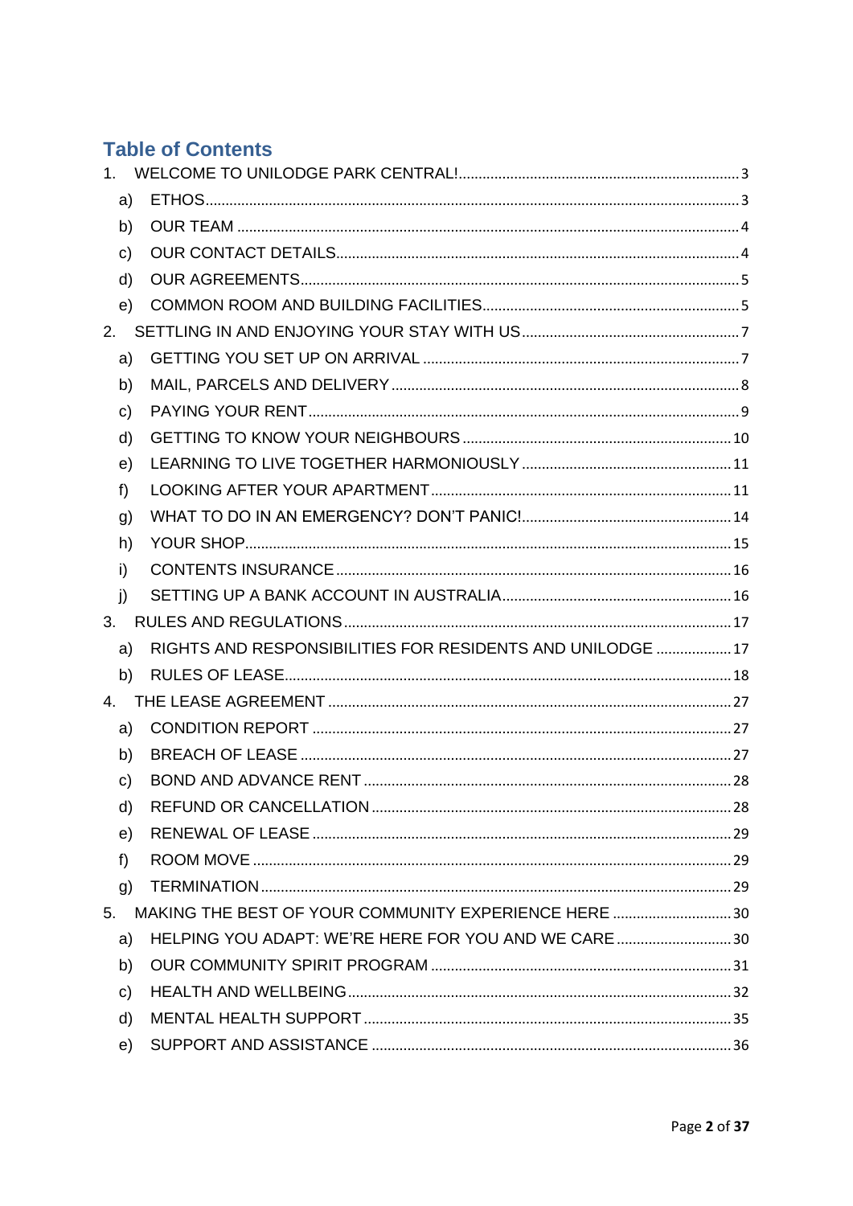# Table of Contents

1. WELCOME TO UNILODGE PARK CENTRAL! ..... 3
   - a) ETHOS ..... 3
   - b) OUR TEAM ..... 4
   - c) OUR CONTACT DETAILS ..... 4
   - d) OUR AGREEMENTS ..... 5
   - e) COMMON ROOM AND BUILDING FACILITIES ..... 5
2. SETTLING IN AND ENJOYING YOUR STAY WITH US ..... 7
   - a) GETTING YOU SET UP ON ARRIVAL ..... 7
   - b) MAIL, PARCELS AND DELIVERY ..... 8
   - c) PAYING YOUR RENT ..... 9
   - d) GETTING TO KNOW YOUR NEIGHBOURS ..... 10
   - e) LEARNING TO LIVE TOGETHER HARMONIOUSLY ..... 11
   - f) LOOKING AFTER YOUR APARTMENT ..... 11
   - g) WHAT TO DO IN AN EMERGENCY? DON'T PANIC! ..... 14
   - h) YOUR SHOP ..... 15
   - i) CONTENTS INSURANCE ..... 16
   - j) SETTING UP A BANK ACCOUNT IN AUSTRALIA ..... 16
3. RULES AND REGULATIONS ..... 17
   - a) RIGHTS AND RESPONSIBILITIES FOR RESIDENTS AND UNILODGE ..... 17
   - b) RULES OF LEASE ..... 18
4. THE LEASE AGREEMENT ..... 27
   - a) CONDITION REPORT ..... 27
   - b) BREACH OF LEASE ..... 27
   - c) BOND AND ADVANCE RENT ..... 28
   - d) REFUND OR CANCELLATION ..... 28
   - e) RENEWAL OF LEASE ..... 29
   - f) ROOM MOVE ..... 29
   - g) TERMINATION ..... 29
5. MAKING THE BEST OF YOUR COMMUNITY EXPERIENCE HERE ..... 30
   - a) HELPING YOU ADAPT: WE'RE HERE FOR YOU AND WE CARE ..... 30
   - b) OUR COMMUNITY SPIRIT PROGRAM ..... 31
   - c) HEALTH AND WELLBEING ..... 32
   - d) MENTAL HEALTH SUPPORT ..... 35
   - e) SUPPORT AND ASSISTANCE ..... 36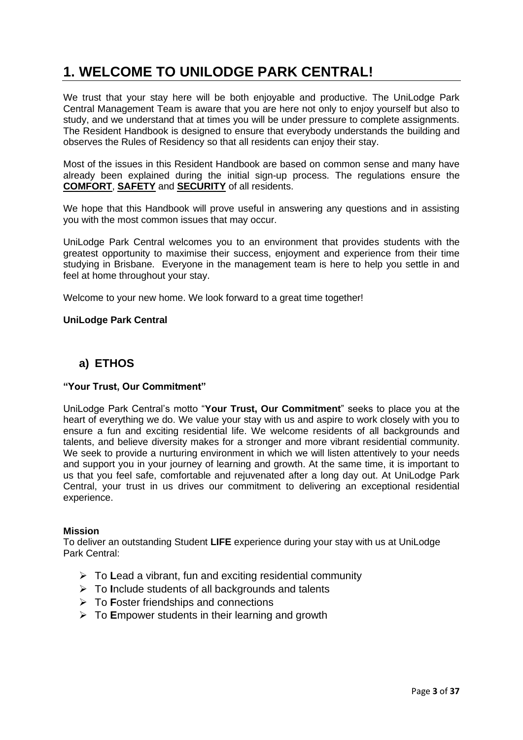# 1. WELCOME TO UNILODGE PARK CENTRAL!

We trust that your stay here will be both enjoyable and productive. The UniLodge Park Central Management Team is aware that you are here not only to enjoy yourself but also to study, and we understand that at times you will be under pressure to complete assignments. The Resident Handbook is designed to ensure that everybody understands the building and observes the Rules of Residency so that all residents can enjoy their stay.

Most of the issues in this Resident Handbook are based on common sense and many have already been explained during the initial sign-up process. The regulations ensure the **COMFORT**, **SAFETY** and **SECURITY** of all residents.

We hope that this Handbook will prove useful in answering any questions and in assisting you with the most common issues that may occur.

UniLodge Park Central welcomes you to an environment that provides students with the greatest opportunity to maximise their success, enjoyment and experience from their time studying in Brisbane. Everyone in the management team is here to help you settle in and feel at home throughout your stay.

Welcome to your new home. We look forward to a great time together!

**UniLodge Park Central**

## a) ETHOS

**"Your Trust, Our Commitment"**

UniLodge Park Central's motto "**Your Trust, Our Commitment**" seeks to place you at the heart of everything we do. We value your stay with us and aspire to work closely with you to ensure a fun and exciting residential life. We welcome residents of all backgrounds and talents, and believe diversity makes for a stronger and more vibrant residential community. We seek to provide a nurturing environment in which we will listen attentively to your needs and support you in your journey of learning and growth. At the same time, it is important to us that you feel safe, comfortable and rejuvenated after a long day out. At UniLodge Park Central, your trust in us drives our commitment to delivering an exceptional residential experience.

**Mission**
To deliver an outstanding Student **LIFE** experience during your stay with us at UniLodge Park Central:

- To **L**ead a vibrant, fun and exciting residential community
- To **I**nclude students of all backgrounds and talents
- To **F**oster friendships and connections
- To **E**mpower students in their learning and growth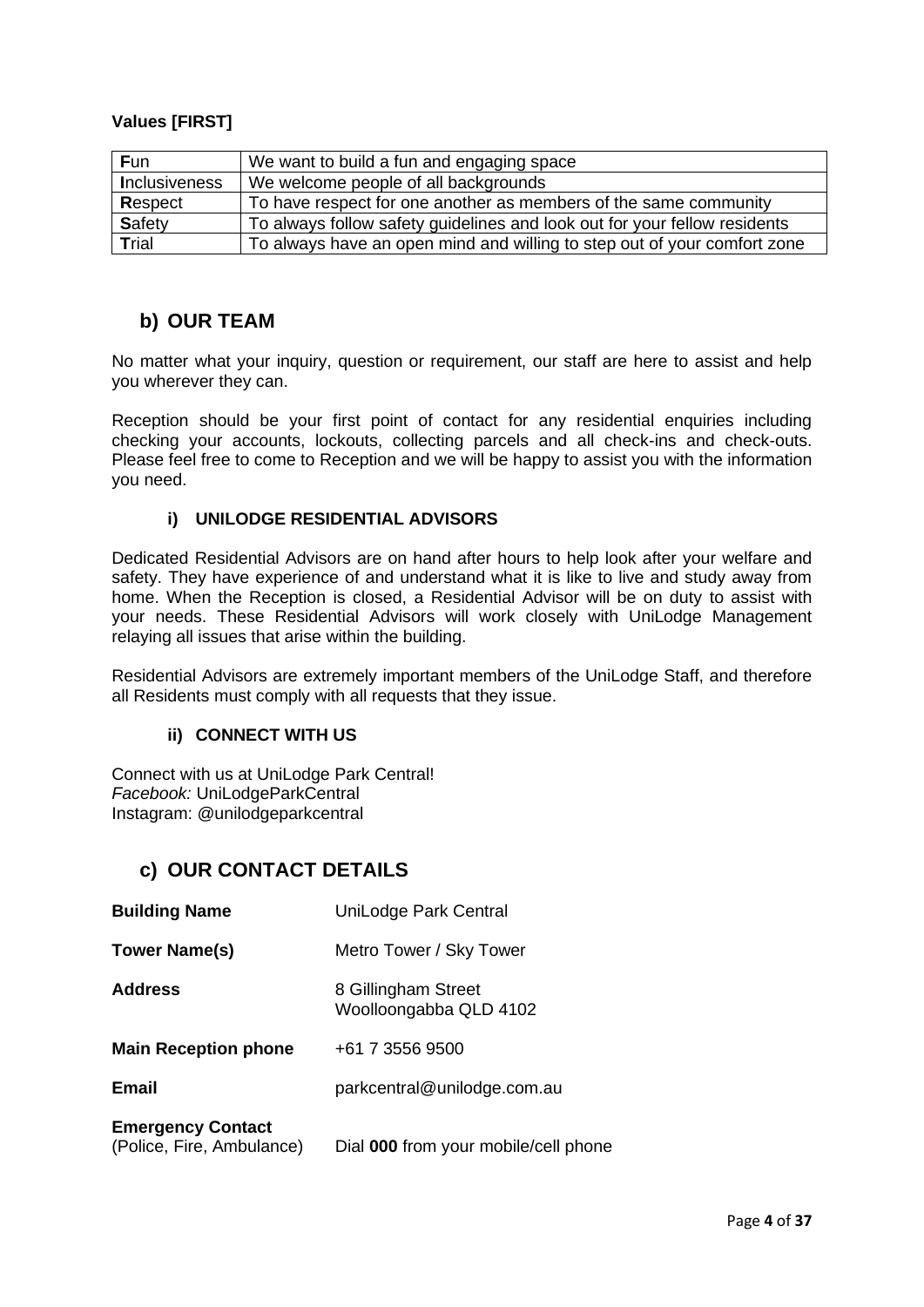**Values [FIRST]**

| **F**un | We want to build a fun and engaging space |
|---|---|
| **I**nclusiveness | We welcome people of all backgrounds |
| **R**espect | To have respect for one another as members of the same community |
| **S**afety | To always follow safety guidelines and look out for your fellow residents |
| **T**rial | To always have an open mind and willing to step out of your comfort zone |

## b) OUR TEAM

No matter what your inquiry, question or requirement, our staff are here to assist and help you wherever they can.

Reception should be your first point of contact for any residential enquiries including checking your accounts, lockouts, collecting parcels and all check-ins and check-outs. Please feel free to come to Reception and we will be happy to assist you with the information you need.

### i) UNILODGE RESIDENTIAL ADVISORS

Dedicated Residential Advisors are on hand after hours to help look after your welfare and safety. They have experience of and understand what it is like to live and study away from home. When the Reception is closed, a Residential Advisor will be on duty to assist with your needs. These Residential Advisors will work closely with UniLodge Management relaying all issues that arise within the building.

Residential Advisors are extremely important members of the UniLodge Staff, and therefore all Residents must comply with all requests that they issue.

### ii) CONNECT WITH US

Connect with us at UniLodge Park Central!
*Facebook:* UniLodgeParkCentral
Instagram: @unilodgeparkcentral

## c) OUR CONTACT DETAILS

**Building Name** UniLodge Park Central

**Tower Name(s)** Metro Tower / Sky Tower

**Address** 8 Gillingham Street
Woolloongabba QLD 4102

**Main Reception phone** +61 7 3556 9500

**Email** parkcentral@unilodge.com.au

**Emergency Contact**
(Police, Fire, Ambulance) Dial **000** from your mobile/cell phone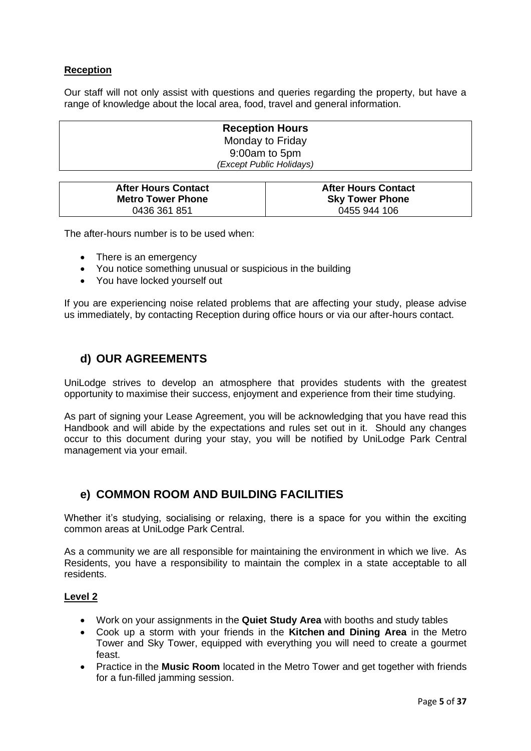**Reception**

Our staff will not only assist with questions and queries regarding the property, but have a range of knowledge about the local area, food, travel and general information.

| **Reception Hours** |
| --- |
| Monday to Friday |
| 9:00am to 5pm |
| *(Except Public Holidays)* |

| **After Hours Contact Metro Tower Phone** | **After Hours Contact Sky Tower Phone** |
| --- | --- |
| 0436 361 851 | 0455 944 106 |

The after-hours number is to be used when:

- There is an emergency
- You notice something unusual or suspicious in the building
- You have locked yourself out

If you are experiencing noise related problems that are affecting your study, please advise us immediately, by contacting Reception during office hours or via our after-hours contact.

## d) OUR AGREEMENTS

UniLodge strives to develop an atmosphere that provides students with the greatest opportunity to maximise their success, enjoyment and experience from their time studying.

As part of signing your Lease Agreement, you will be acknowledging that you have read this Handbook and will abide by the expectations and rules set out in it. Should any changes occur to this document during your stay, you will be notified by UniLodge Park Central management via your email.

## e) COMMON ROOM AND BUILDING FACILITIES

Whether it's studying, socialising or relaxing, there is a space for you within the exciting common areas at UniLodge Park Central.

As a community we are all responsible for maintaining the environment in which we live. As Residents, you have a responsibility to maintain the complex in a state acceptable to all residents.

**Level 2**

- Work on your assignments in the **Quiet Study Area** with booths and study tables
- Cook up a storm with your friends in the **Kitchen and Dining Area** in the Metro Tower and Sky Tower, equipped with everything you will need to create a gourmet feast.
- Practice in the **Music Room** located in the Metro Tower and get together with friends for a fun-filled jamming session.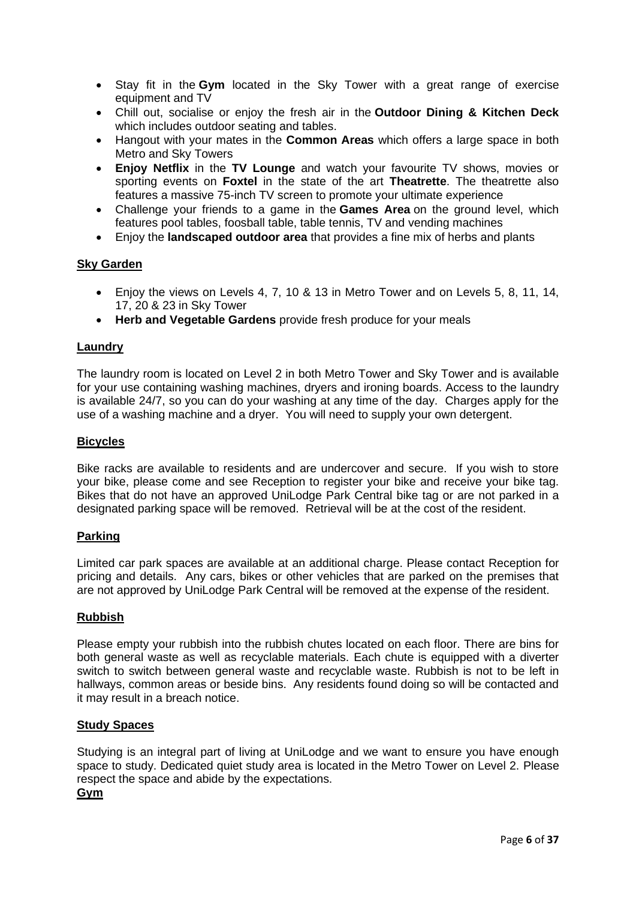- Stay fit in the **Gym** located in the Sky Tower with a great range of exercise equipment and TV
- Chill out, socialise or enjoy the fresh air in the **Outdoor Dining & Kitchen Deck** which includes outdoor seating and tables.
- Hangout with your mates in the **Common Areas** which offers a large space in both Metro and Sky Towers
- **Enjoy Netflix** in the **TV Lounge** and watch your favourite TV shows, movies or sporting events on **Foxtel** in the state of the art **Theatrette**. The theatrette also features a massive 75-inch TV screen to promote your ultimate experience
- Challenge your friends to a game in the **Games Area** on the ground level, which features pool tables, foosball table, table tennis, TV and vending machines
- Enjoy the **landscaped outdoor area** that provides a fine mix of herbs and plants

## Sky Garden

- Enjoy the views on Levels 4, 7, 10 & 13 in Metro Tower and on Levels 5, 8, 11, 14, 17, 20 & 23 in Sky Tower
- **Herb and Vegetable Gardens** provide fresh produce for your meals

## Laundry

The laundry room is located on Level 2 in both Metro Tower and Sky Tower and is available for your use containing washing machines, dryers and ironing boards. Access to the laundry is available 24/7, so you can do your washing at any time of the day. Charges apply for the use of a washing machine and a dryer. You will need to supply your own detergent.

## Bicycles

Bike racks are available to residents and are undercover and secure. If you wish to store your bike, please come and see Reception to register your bike and receive your bike tag. Bikes that do not have an approved UniLodge Park Central bike tag or are not parked in a designated parking space will be removed. Retrieval will be at the cost of the resident.

## Parking

Limited car park spaces are available at an additional charge. Please contact Reception for pricing and details. Any cars, bikes or other vehicles that are parked on the premises that are not approved by UniLodge Park Central will be removed at the expense of the resident.

## Rubbish

Please empty your rubbish into the rubbish chutes located on each floor. There are bins for both general waste as well as recyclable materials. Each chute is equipped with a diverter switch to switch between general waste and recyclable waste. Rubbish is not to be left in hallways, common areas or beside bins. Any residents found doing so will be contacted and it may result in a breach notice.

## Study Spaces

Studying is an integral part of living at UniLodge and we want to ensure you have enough space to study. Dedicated quiet study area is located in the Metro Tower on Level 2. Please respect the space and abide by the expectations.

## Gym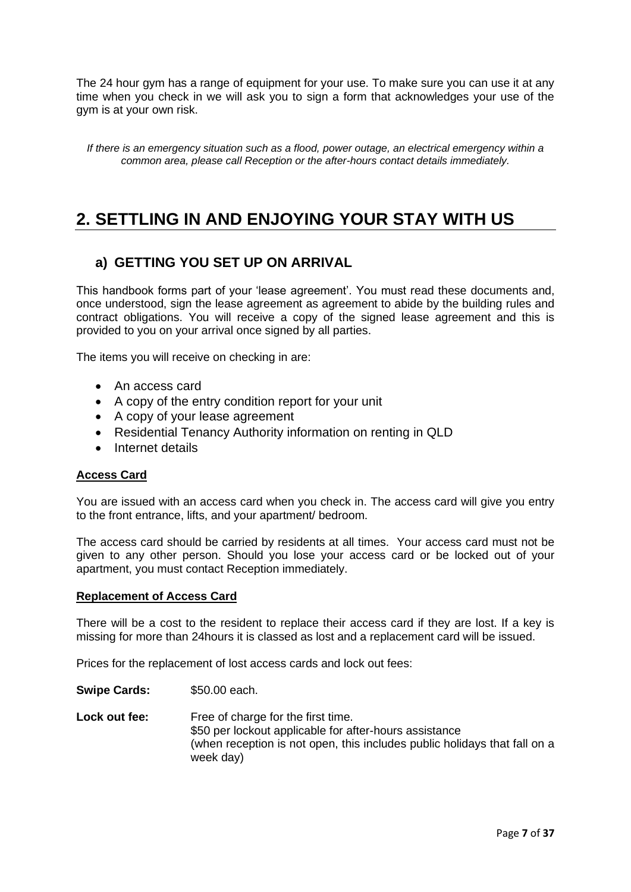The 24 hour gym has a range of equipment for your use. To make sure you can use it at any time when you check in we will ask you to sign a form that acknowledges your use of the gym is at your own risk.

*If there is an emergency situation such as a flood, power outage, an electrical emergency within a common area, please call Reception or the after-hours contact details immediately.*

# 2. SETTLING IN AND ENJOYING YOUR STAY WITH US

## a) GETTING YOU SET UP ON ARRIVAL

This handbook forms part of your 'lease agreement'. You must read these documents and, once understood, sign the lease agreement as agreement to abide by the building rules and contract obligations. You will receive a copy of the signed lease agreement and this is provided to you on your arrival once signed by all parties.

The items you will receive on checking in are:

- An access card
- A copy of the entry condition report for your unit
- A copy of your lease agreement
- Residential Tenancy Authority information on renting in QLD
- Internet details

**Access Card**

You are issued with an access card when you check in. The access card will give you entry to the front entrance, lifts, and your apartment/ bedroom.

The access card should be carried by residents at all times. Your access card must not be given to any other person. Should you lose your access card or be locked out of your apartment, you must contact Reception immediately.

**Replacement of Access Card**

There will be a cost to the resident to replace their access card if they are lost. If a key is missing for more than 24hours it is classed as lost and a replacement card will be issued.

Prices for the replacement of lost access cards and lock out fees:

**Swipe Cards:** $50.00 each.

**Lock out fee:** Free of charge for the first time.
$50 per lockout applicable for after-hours assistance
(when reception is not open, this includes public holidays that fall on a week day)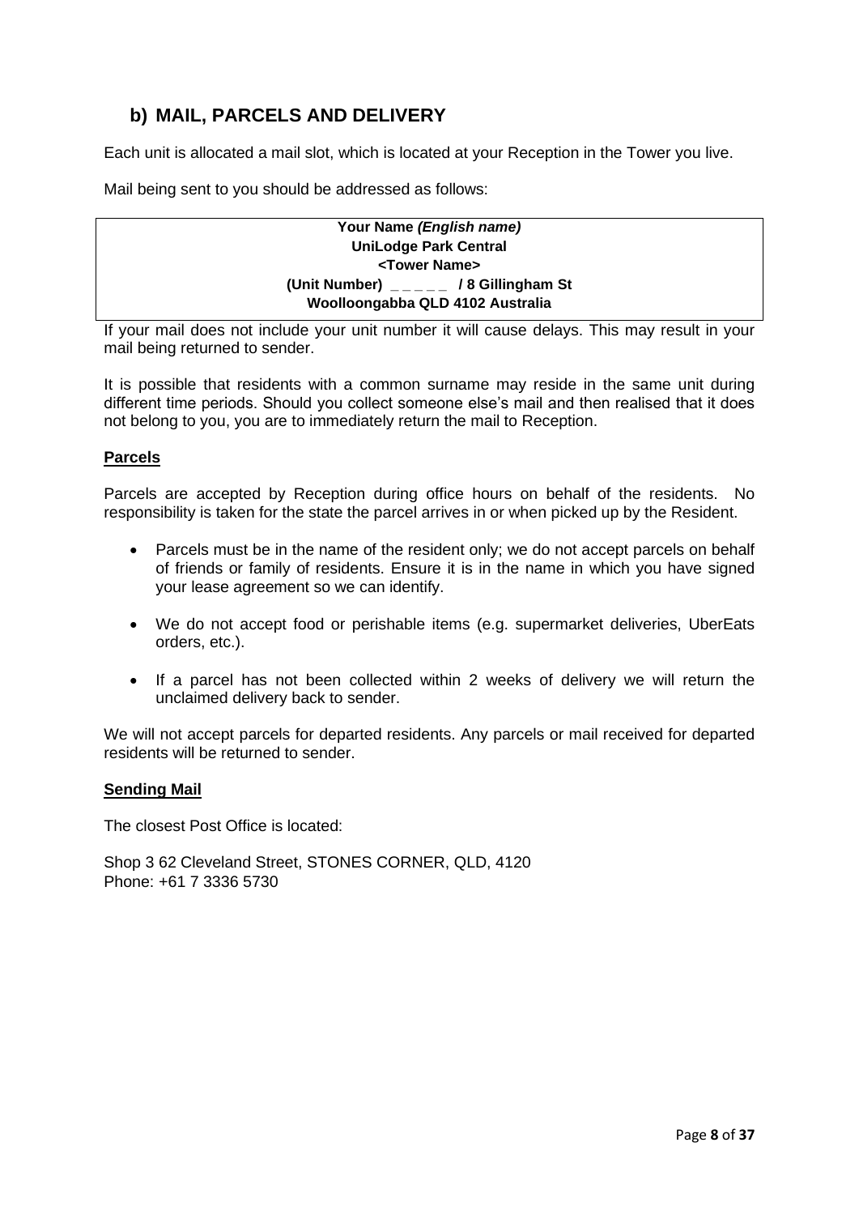## b) MAIL, PARCELS AND DELIVERY

Each unit is allocated a mail slot, which is located at your Reception in the Tower you live.

Mail being sent to you should be addressed as follows:

> **Your Name *(English name)***
> **UniLodge Park Central**
> **<Tower Name>**
> **(Unit Number) _ _ _ _ _ / 8 Gillingham St**
> **Woolloongabba QLD 4102 Australia**

If your mail does not include your unit number it will cause delays. This may result in your mail being returned to sender.

It is possible that residents with a common surname may reside in the same unit during different time periods. Should you collect someone else's mail and then realised that it does not belong to you, you are to immediately return the mail to Reception.

**<u>Parcels</u>**

Parcels are accepted by Reception during office hours on behalf of the residents. No responsibility is taken for the state the parcel arrives in or when picked up by the Resident.

- Parcels must be in the name of the resident only; we do not accept parcels on behalf of friends or family of residents. Ensure it is in the name in which you have signed your lease agreement so we can identify.
- We do not accept food or perishable items (e.g. supermarket deliveries, UberEats orders, etc.).
- If a parcel has not been collected within 2 weeks of delivery we will return the unclaimed delivery back to sender.

We will not accept parcels for departed residents. Any parcels or mail received for departed residents will be returned to sender.

**<u>Sending Mail</u>**

The closest Post Office is located:

Shop 3 62 Cleveland Street, STONES CORNER, QLD, 4120
Phone: +61 7 3336 5730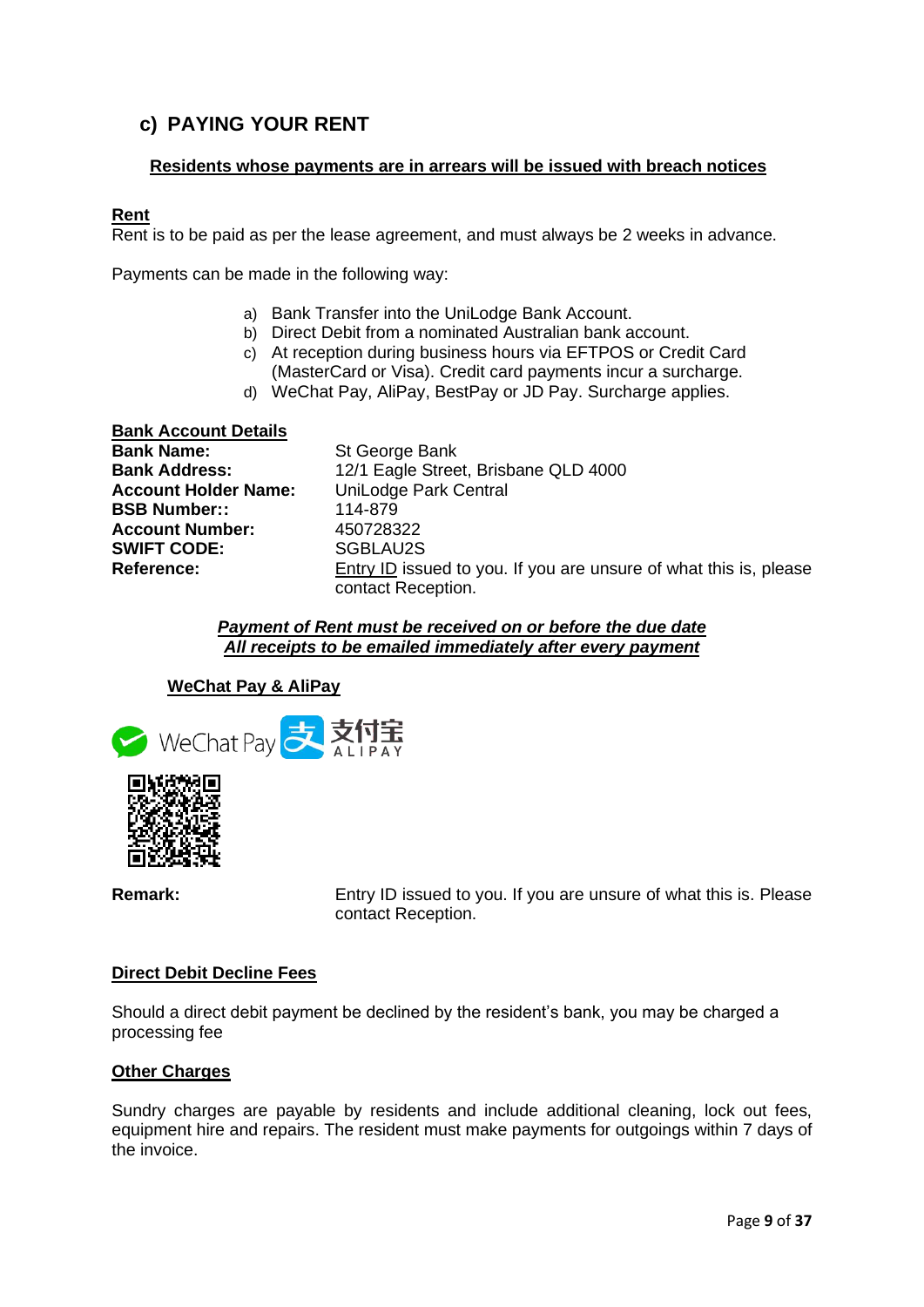## c) PAYING YOUR RENT

**Residents whose payments are in arrears will be issued with breach notices**

**Rent**

Rent is to be paid as per the lease agreement, and must always be 2 weeks in advance.

Payments can be made in the following way:

a) Bank Transfer into the UniLodge Bank Account.
b) Direct Debit from a nominated Australian bank account.
c) At reception during business hours via EFTPOS or Credit Card (MasterCard or Visa). Credit card payments incur a surcharge.
d) WeChat Pay, AliPay, BestPay or JD Pay. Surcharge applies.

**Bank Account Details**

| | |
|---|---|
| **Bank Name:** | St George Bank |
| **Bank Address:** | 12/1 Eagle Street, Brisbane QLD 4000 |
| **Account Holder Name:** | UniLodge Park Central |
| **BSB Number::** | 114-879 |
| **Account Number:** | 450728322 |
| **SWIFT CODE:** | SGBLAU2S |
| **Reference:** | Entry ID issued to you. If you are unsure of what this is, please contact Reception. |

***Payment of Rent must be received on or before the due date***
***All receipts to be emailed immediately after every payment***

**WeChat Pay & AliPay**

WeChat Pay 支付宝 ALIPAY

| | |
|---|---|
| **Remark:** | Entry ID issued to you. If you are unsure of what this is. Please contact Reception. |

**Direct Debit Decline Fees**

Should a direct debit payment be declined by the resident's bank, you may be charged a processing fee

**Other Charges**

Sundry charges are payable by residents and include additional cleaning, lock out fees, equipment hire and repairs. The resident must make payments for outgoings within 7 days of the invoice.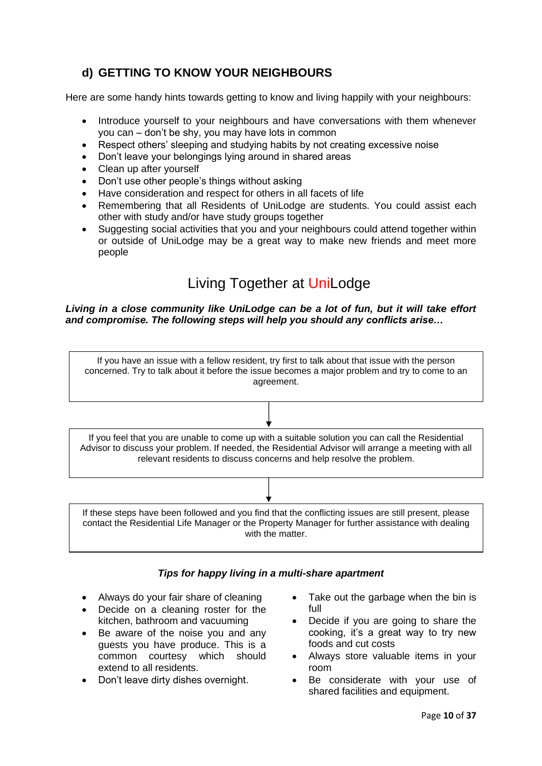## d) GETTING TO KNOW YOUR NEIGHBOURS

Here are some handy hints towards getting to know and living happily with your neighbours:

- Introduce yourself to your neighbours and have conversations with them whenever you can – don't be shy, you may have lots in common
- Respect others' sleeping and studying habits by not creating excessive noise
- Don't leave your belongings lying around in shared areas
- Clean up after yourself
- Don't use other people's things without asking
- Have consideration and respect for others in all facets of life
- Remembering that all Residents of UniLodge are students. You could assist each other with study and/or have study groups together
- Suggesting social activities that you and your neighbours could attend together within or outside of UniLodge may be a great way to make new friends and meet more people

# Living Together at UniLodge

***Living in a close community like UniLodge can be a lot of fun, but it will take effort and compromise. The following steps will help you should any conflicts arise…***

If you have an issue with a fellow resident, try first to talk about that issue with the person concerned. Try to talk about it before the issue becomes a major problem and try to come to an agreement.

↓

If you feel that you are unable to come up with a suitable solution you can call the Residential Advisor to discuss your problem. If needed, the Residential Advisor will arrange a meeting with all relevant residents to discuss concerns and help resolve the problem.

↓

If these steps have been followed and you find that the conflicting issues are still present, please contact the Residential Life Manager or the Property Manager for further assistance with dealing with the matter.

***Tips for happy living in a multi-share apartment***

- Always do your fair share of cleaning
- Decide on a cleaning roster for the kitchen, bathroom and vacuuming
- Be aware of the noise you and any guests you have produce. This is a common courtesy which should extend to all residents.
- Don't leave dirty dishes overnight.
- Take out the garbage when the bin is full
- Decide if you are going to share the cooking, it's a great way to try new foods and cut costs
- Always store valuable items in your room
- Be considerate with your use of shared facilities and equipment.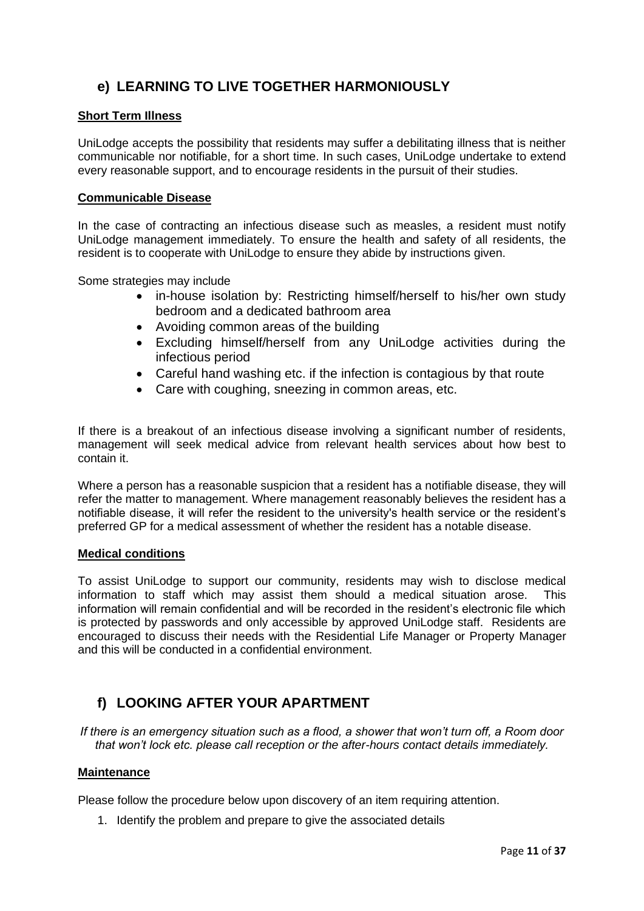## e) LEARNING TO LIVE TOGETHER HARMONIOUSLY

**Short Term Illness**

UniLodge accepts the possibility that residents may suffer a debilitating illness that is neither communicable nor notifiable, for a short time. In such cases, UniLodge undertake to extend every reasonable support, and to encourage residents in the pursuit of their studies.

**Communicable Disease**

In the case of contracting an infectious disease such as measles, a resident must notify UniLodge management immediately. To ensure the health and safety of all residents, the resident is to cooperate with UniLodge to ensure they abide by instructions given.

Some strategies may include

- in-house isolation by: Restricting himself/herself to his/her own study bedroom and a dedicated bathroom area
- Avoiding common areas of the building
- Excluding himself/herself from any UniLodge activities during the infectious period
- Careful hand washing etc. if the infection is contagious by that route
- Care with coughing, sneezing in common areas, etc.

If there is a breakout of an infectious disease involving a significant number of residents, management will seek medical advice from relevant health services about how best to contain it.

Where a person has a reasonable suspicion that a resident has a notifiable disease, they will refer the matter to management. Where management reasonably believes the resident has a notifiable disease, it will refer the resident to the university's health service or the resident's preferred GP for a medical assessment of whether the resident has a notable disease.

**Medical conditions**

To assist UniLodge to support our community, residents may wish to disclose medical information to staff which may assist them should a medical situation arose. This information will remain confidential and will be recorded in the resident's electronic file which is protected by passwords and only accessible by approved UniLodge staff. Residents are encouraged to discuss their needs with the Residential Life Manager or Property Manager and this will be conducted in a confidential environment.

## f) LOOKING AFTER YOUR APARTMENT

*If there is an emergency situation such as a flood, a shower that won't turn off, a Room door that won't lock etc. please call reception or the after-hours contact details immediately.*

**Maintenance**

Please follow the procedure below upon discovery of an item requiring attention.

1. Identify the problem and prepare to give the associated details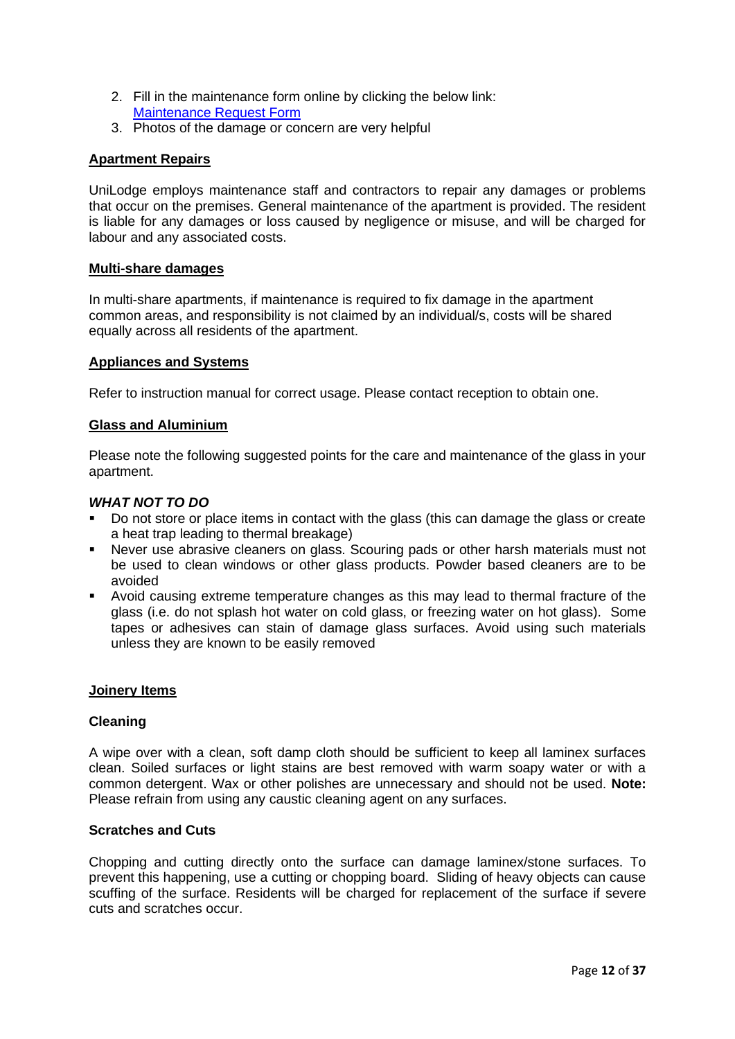2. Fill in the maintenance form online by clicking the below link: [Maintenance Request Form]
3. Photos of the damage or concern are very helpful

## Apartment Repairs

UniLodge employs maintenance staff and contractors to repair any damages or problems that occur on the premises. General maintenance of the apartment is provided. The resident is liable for any damages or loss caused by negligence or misuse, and will be charged for labour and any associated costs.

## Multi-share damages

In multi-share apartments, if maintenance is required to fix damage in the apartment common areas, and responsibility is not claimed by an individual/s, costs will be shared equally across all residents of the apartment.

## Appliances and Systems

Refer to instruction manual for correct usage. Please contact reception to obtain one.

## Glass and Aluminium

Please note the following suggested points for the care and maintenance of the glass in your apartment.

***WHAT NOT TO DO***

- Do not store or place items in contact with the glass (this can damage the glass or create a heat trap leading to thermal breakage)
- Never use abrasive cleaners on glass. Scouring pads or other harsh materials must not be used to clean windows or other glass products. Powder based cleaners are to be avoided
- Avoid causing extreme temperature changes as this may lead to thermal fracture of the glass (i.e. do not splash hot water on cold glass, or freezing water on hot glass). Some tapes or adhesives can stain of damage glass surfaces. Avoid using such materials unless they are known to be easily removed

## Joinery Items

### Cleaning

A wipe over with a clean, soft damp cloth should be sufficient to keep all laminex surfaces clean. Soiled surfaces or light stains are best removed with warm soapy water or with a common detergent. Wax or other polishes are unnecessary and should not be used. **Note:** Please refrain from using any caustic cleaning agent on any surfaces.

### Scratches and Cuts

Chopping and cutting directly onto the surface can damage laminex/stone surfaces. To prevent this happening, use a cutting or chopping board. Sliding of heavy objects can cause scuffing of the surface. Residents will be charged for replacement of the surface if severe cuts and scratches occur.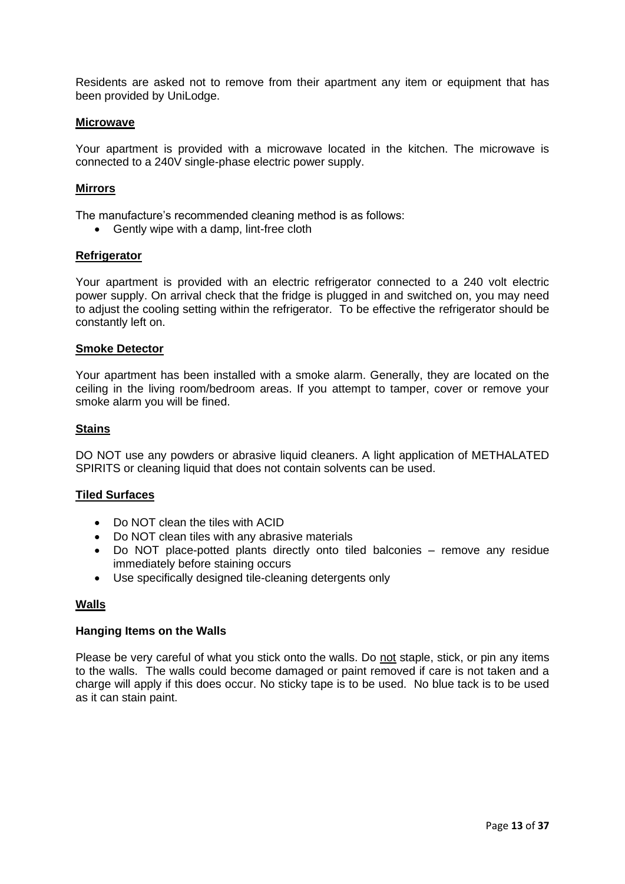Residents are asked not to remove from their apartment any item or equipment that has been provided by UniLodge.

**Microwave**

Your apartment is provided with a microwave located in the kitchen. The microwave is connected to a 240V single-phase electric power supply.

**Mirrors**

The manufacture's recommended cleaning method is as follows:

- Gently wipe with a damp, lint-free cloth

**Refrigerator**

Your apartment is provided with an electric refrigerator connected to a 240 volt electric power supply. On arrival check that the fridge is plugged in and switched on, you may need to adjust the cooling setting within the refrigerator. To be effective the refrigerator should be constantly left on.

**Smoke Detector**

Your apartment has been installed with a smoke alarm. Generally, they are located on the ceiling in the living room/bedroom areas. If you attempt to tamper, cover or remove your smoke alarm you will be fined.

**Stains**

DO NOT use any powders or abrasive liquid cleaners. A light application of METHALATED SPIRITS or cleaning liquid that does not contain solvents can be used.

**Tiled Surfaces**

- Do NOT clean the tiles with ACID
- Do NOT clean tiles with any abrasive materials
- Do NOT place-potted plants directly onto tiled balconies – remove any residue immediately before staining occurs
- Use specifically designed tile-cleaning detergents only

**Walls**

**Hanging Items on the Walls**

Please be very careful of what you stick onto the walls. Do not staple, stick, or pin any items to the walls. The walls could become damaged or paint removed if care is not taken and a charge will apply if this does occur. No sticky tape is to be used. No blue tack is to be used as it can stain paint.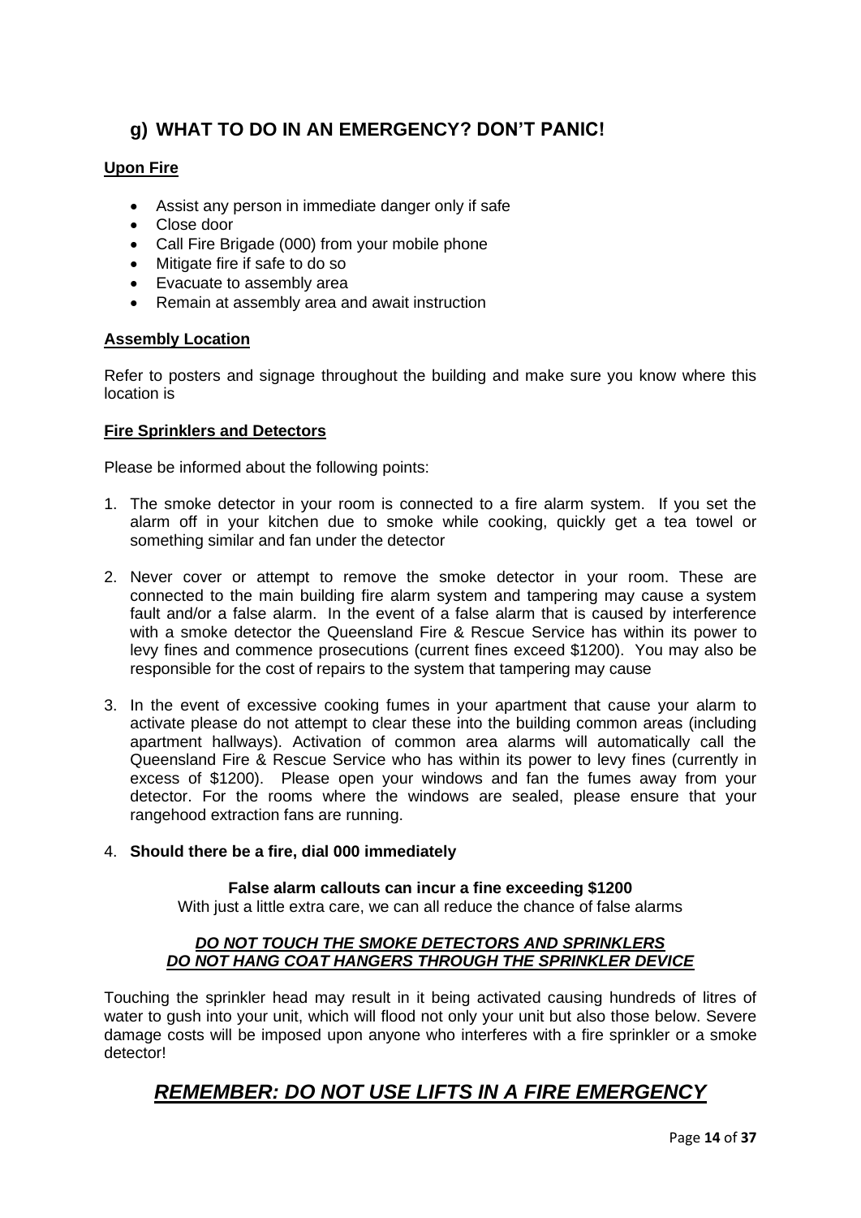## g) WHAT TO DO IN AN EMERGENCY? DON'T PANIC!

**Upon Fire**

- Assist any person in immediate danger only if safe
- Close door
- Call Fire Brigade (000) from your mobile phone
- Mitigate fire if safe to do so
- Evacuate to assembly area
- Remain at assembly area and await instruction

**Assembly Location**

Refer to posters and signage throughout the building and make sure you know where this location is

**Fire Sprinklers and Detectors**

Please be informed about the following points:

1. The smoke detector in your room is connected to a fire alarm system. If you set the alarm off in your kitchen due to smoke while cooking, quickly get a tea towel or something similar and fan under the detector

2. Never cover or attempt to remove the smoke detector in your room. These are connected to the main building fire alarm system and tampering may cause a system fault and/or a false alarm. In the event of a false alarm that is caused by interference with a smoke detector the Queensland Fire & Rescue Service has within its power to levy fines and commence prosecutions (current fines exceed $1200). You may also be responsible for the cost of repairs to the system that tampering may cause

3. In the event of excessive cooking fumes in your apartment that cause your alarm to activate please do not attempt to clear these into the building common areas (including apartment hallways). Activation of common area alarms will automatically call the Queensland Fire & Rescue Service who has within its power to levy fines (currently in excess of $1200). Please open your windows and fan the fumes away from your detector. For the rooms where the windows are sealed, please ensure that your rangehood extraction fans are running.

4. **Should there be a fire, dial 000 immediately**

**False alarm callouts can incur a fine exceeding $1200**
With just a little extra care, we can all reduce the chance of false alarms

***DO NOT TOUCH THE SMOKE DETECTORS AND SPRINKLERS***
***DO NOT HANG COAT HANGERS THROUGH THE SPRINKLER DEVICE***

Touching the sprinkler head may result in it being activated causing hundreds of litres of water to gush into your unit, which will flood not only your unit but also those below. Severe damage costs will be imposed upon anyone who interferes with a fire sprinkler or a smoke detector!

## ***REMEMBER: DO NOT USE LIFTS IN A FIRE EMERGENCY***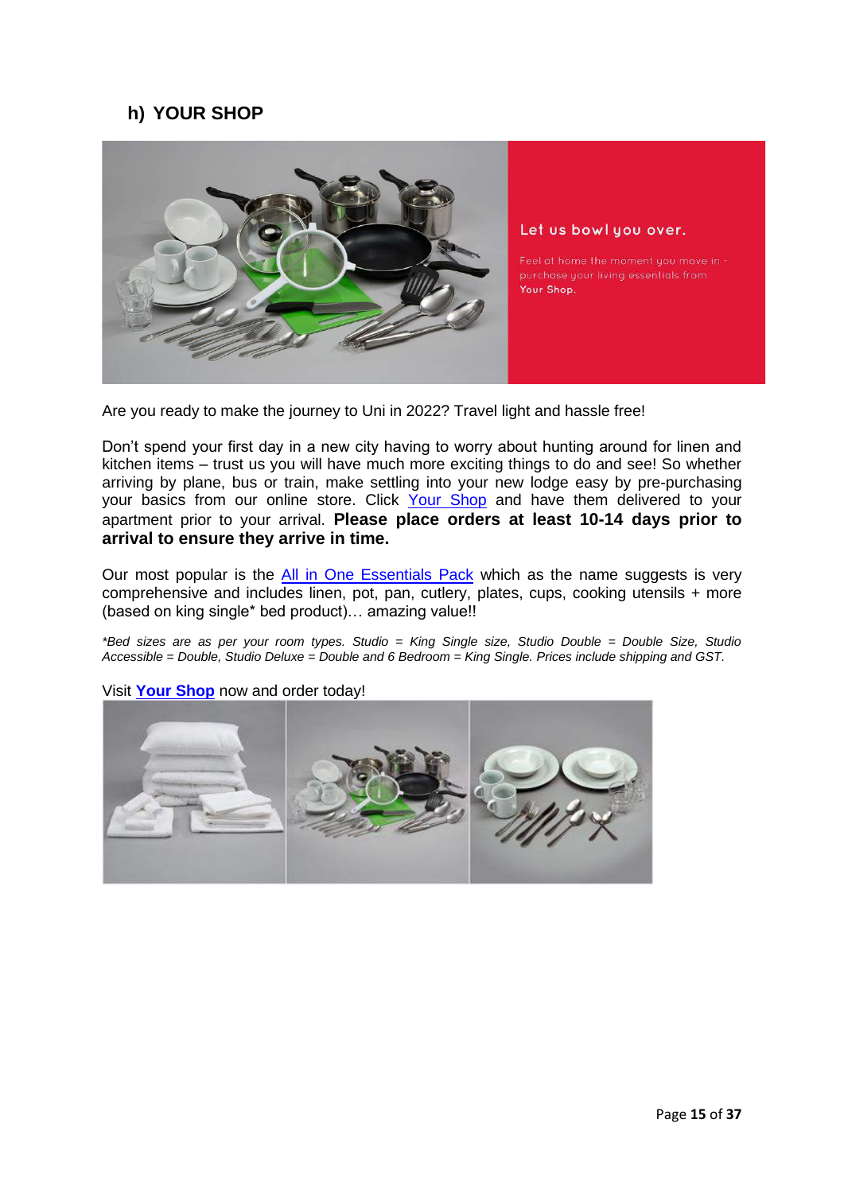## h) YOUR SHOP

Let us bowl you over.

Feel at home the moment you move in - purchase your living essentials from **Your Shop.**

Are you ready to make the journey to Uni in 2022? Travel light and hassle free!

Don't spend your first day in a new city having to worry about hunting around for linen and kitchen items – trust us you will have much more exciting things to do and see! So whether arriving by plane, bus or train, make settling into your new lodge easy by pre-purchasing your basics from our online store. Click Your Shop and have them delivered to your apartment prior to your arrival. **Please place orders at least 10-14 days prior to arrival to ensure they arrive in time.**

Our most popular is the All in One Essentials Pack which as the name suggests is very comprehensive and includes linen, pot, pan, cutlery, plates, cups, cooking utensils + more (based on king single* bed product)… amazing value!!

*\*Bed sizes are as per your room types. Studio = King Single size, Studio Double = Double Size, Studio Accessible = Double, Studio Deluxe = Double and 6 Bedroom = King Single. Prices include shipping and GST.*

Visit **Your Shop** now and order today!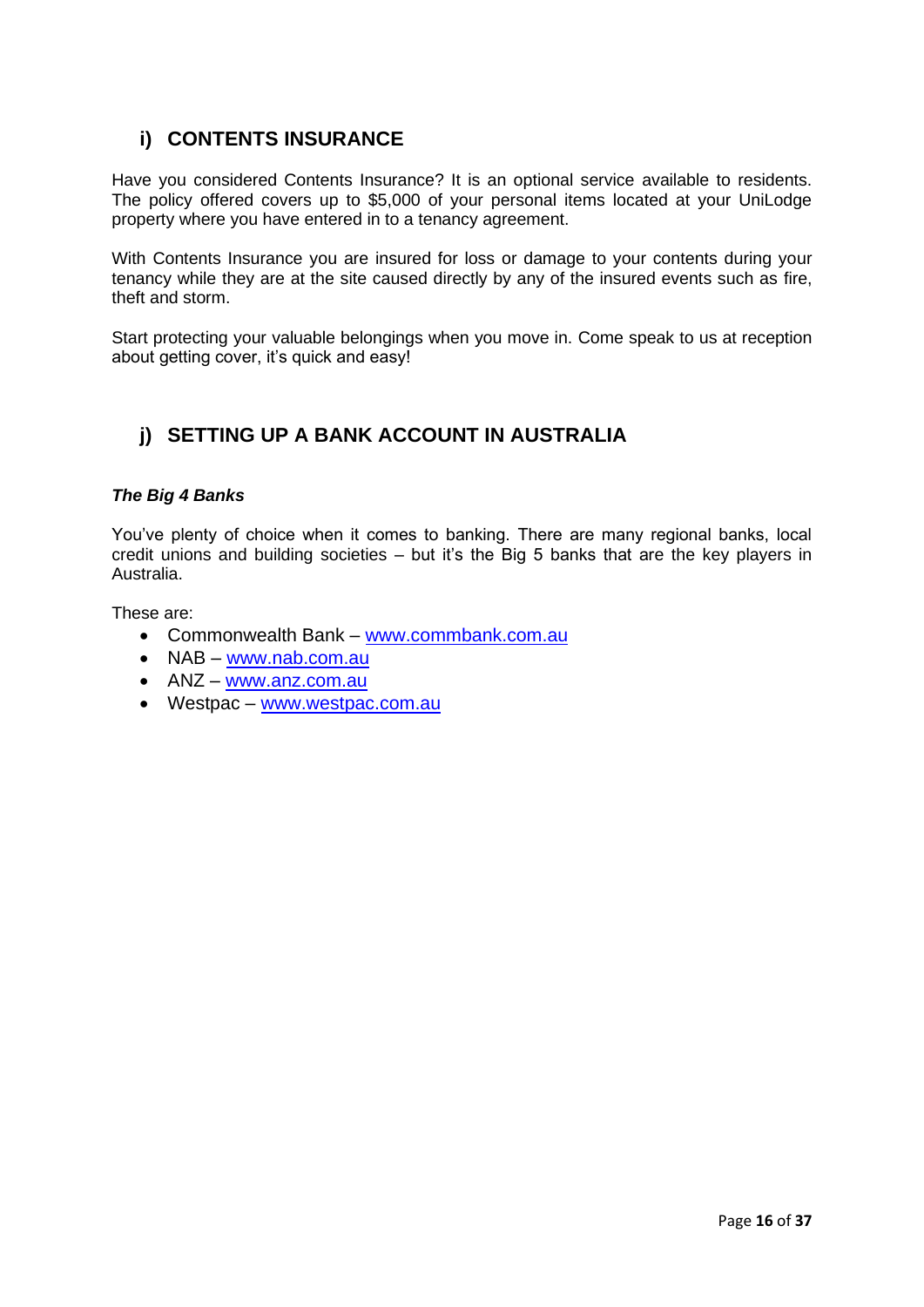## i) CONTENTS INSURANCE

Have you considered Contents Insurance? It is an optional service available to residents. The policy offered covers up to $5,000 of your personal items located at your UniLodge property where you have entered in to a tenancy agreement.

With Contents Insurance you are insured for loss or damage to your contents during your tenancy while they are at the site caused directly by any of the insured events such as fire, theft and storm.

Start protecting your valuable belongings when you move in. Come speak to us at reception about getting cover, it's quick and easy!

## j) SETTING UP A BANK ACCOUNT IN AUSTRALIA

***The Big 4 Banks***

You've plenty of choice when it comes to banking. There are many regional banks, local credit unions and building societies – but it's the Big 5 banks that are the key players in Australia.

These are:

- Commonwealth Bank – www.commbank.com.au
- NAB – www.nab.com.au
- ANZ – www.anz.com.au
- Westpac – www.westpac.com.au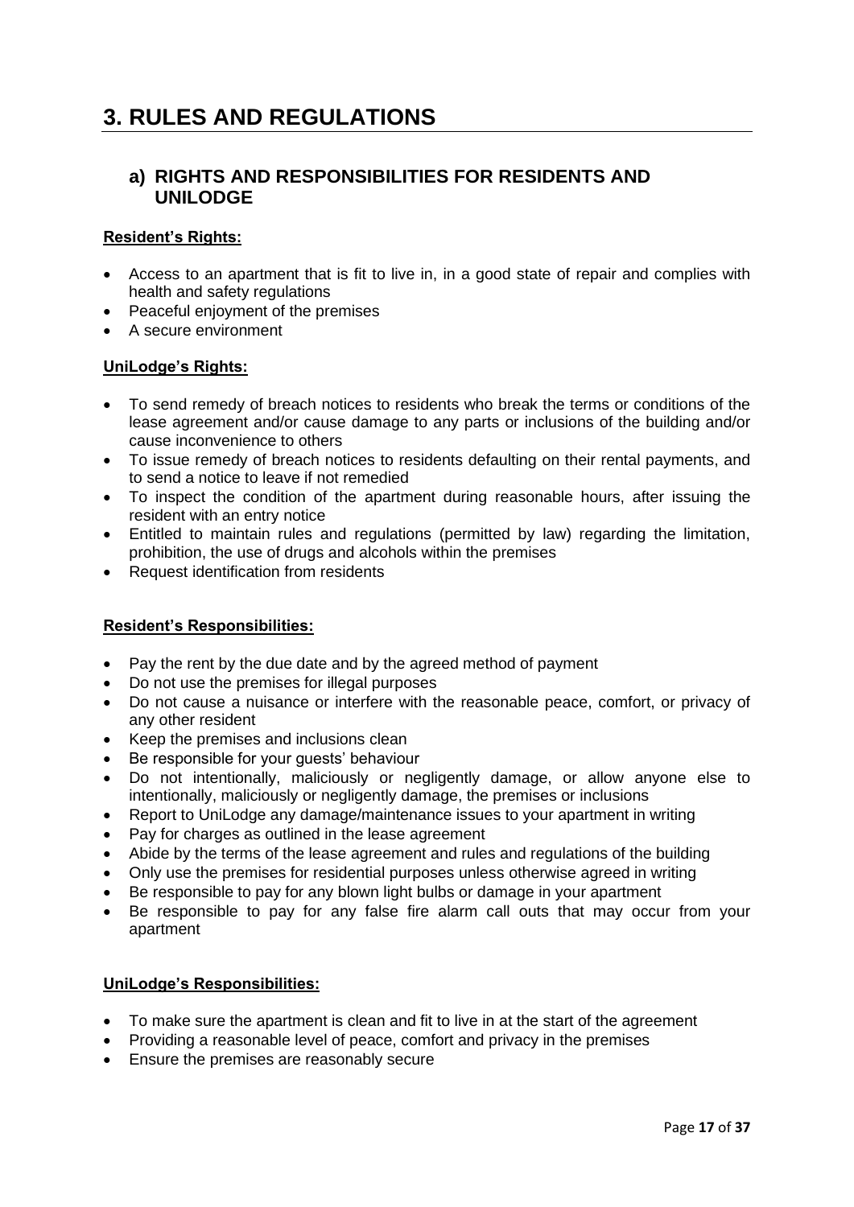# 3. RULES AND REGULATIONS

## a) RIGHTS AND RESPONSIBILITIES FOR RESIDENTS AND UNILODGE

**Resident's Rights:**

- Access to an apartment that is fit to live in, in a good state of repair and complies with health and safety regulations
- Peaceful enjoyment of the premises
- A secure environment

**UniLodge's Rights:**

- To send remedy of breach notices to residents who break the terms or conditions of the lease agreement and/or cause damage to any parts or inclusions of the building and/or cause inconvenience to others
- To issue remedy of breach notices to residents defaulting on their rental payments, and to send a notice to leave if not remedied
- To inspect the condition of the apartment during reasonable hours, after issuing the resident with an entry notice
- Entitled to maintain rules and regulations (permitted by law) regarding the limitation, prohibition, the use of drugs and alcohols within the premises
- Request identification from residents

**Resident's Responsibilities:**

- Pay the rent by the due date and by the agreed method of payment
- Do not use the premises for illegal purposes
- Do not cause a nuisance or interfere with the reasonable peace, comfort, or privacy of any other resident
- Keep the premises and inclusions clean
- Be responsible for your guests' behaviour
- Do not intentionally, maliciously or negligently damage, or allow anyone else to intentionally, maliciously or negligently damage, the premises or inclusions
- Report to UniLodge any damage/maintenance issues to your apartment in writing
- Pay for charges as outlined in the lease agreement
- Abide by the terms of the lease agreement and rules and regulations of the building
- Only use the premises for residential purposes unless otherwise agreed in writing
- Be responsible to pay for any blown light bulbs or damage in your apartment
- Be responsible to pay for any false fire alarm call outs that may occur from your apartment

**UniLodge's Responsibilities:**

- To make sure the apartment is clean and fit to live in at the start of the agreement
- Providing a reasonable level of peace, comfort and privacy in the premises
- Ensure the premises are reasonably secure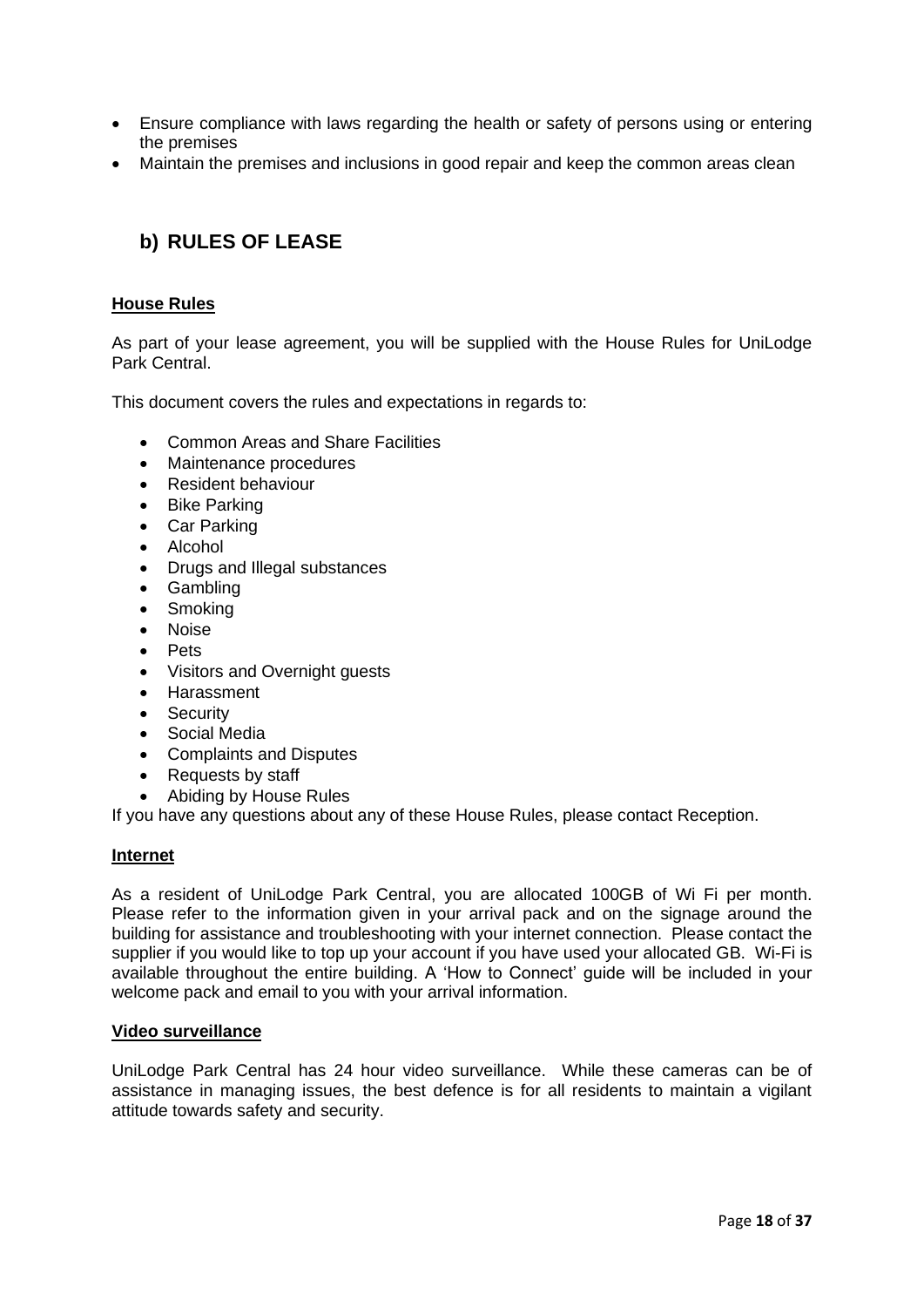- Ensure compliance with laws regarding the health or safety of persons using or entering the premises
- Maintain the premises and inclusions in good repair and keep the common areas clean

## b) RULES OF LEASE

### House Rules

As part of your lease agreement, you will be supplied with the House Rules for UniLodge Park Central.

This document covers the rules and expectations in regards to:

- Common Areas and Share Facilities
- Maintenance procedures
- Resident behaviour
- Bike Parking
- Car Parking
- Alcohol
- Drugs and Illegal substances
- Gambling
- Smoking
- Noise
- Pets
- Visitors and Overnight guests
- Harassment
- Security
- Social Media
- Complaints and Disputes
- Requests by staff
- Abiding by House Rules

If you have any questions about any of these House Rules, please contact Reception.

### Internet

As a resident of UniLodge Park Central, you are allocated 100GB of Wi Fi per month. Please refer to the information given in your arrival pack and on the signage around the building for assistance and troubleshooting with your internet connection. Please contact the supplier if you would like to top up your account if you have used your allocated GB. Wi-Fi is available throughout the entire building. A 'How to Connect' guide will be included in your welcome pack and email to you with your arrival information.

### Video surveillance

UniLodge Park Central has 24 hour video surveillance. While these cameras can be of assistance in managing issues, the best defence is for all residents to maintain a vigilant attitude towards safety and security.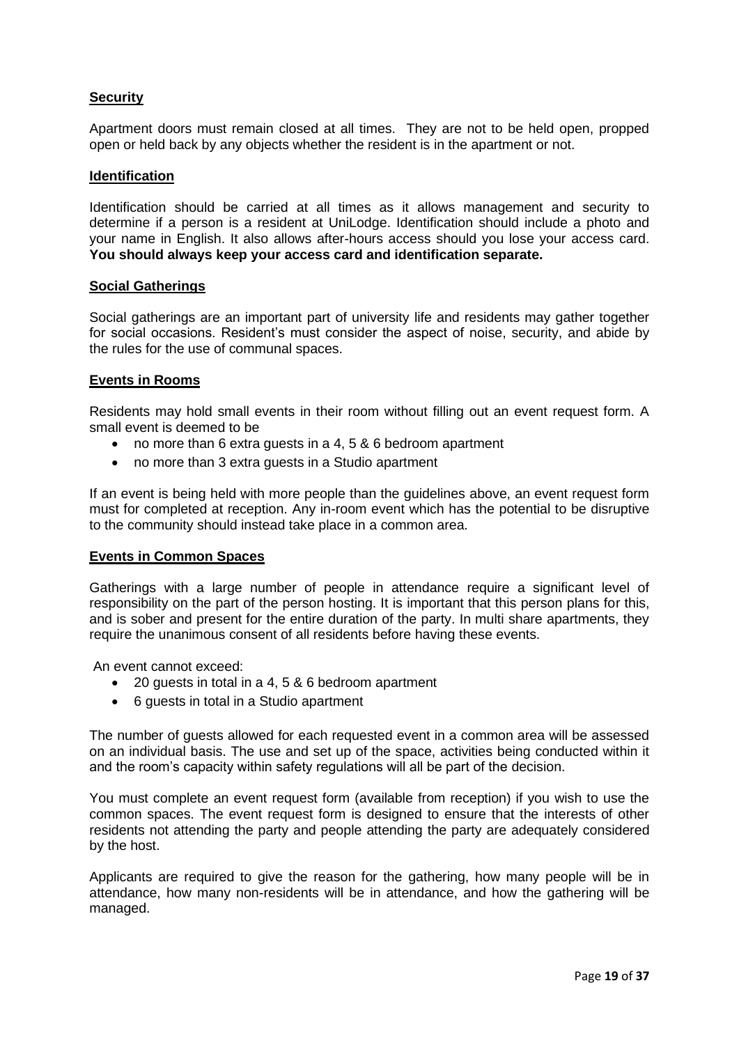## Security

Apartment doors must remain closed at all times. They are not to be held open, propped open or held back by any objects whether the resident is in the apartment or not.

## Identification

Identification should be carried at all times as it allows management and security to determine if a person is a resident at UniLodge. Identification should include a photo and your name in English. It also allows after-hours access should you lose your access card. **You should always keep your access card and identification separate.**

## Social Gatherings

Social gatherings are an important part of university life and residents may gather together for social occasions. Resident's must consider the aspect of noise, security, and abide by the rules for the use of communal spaces.

## Events in Rooms

Residents may hold small events in their room without filling out an event request form. A small event is deemed to be

- no more than 6 extra guests in a 4, 5 & 6 bedroom apartment
- no more than 3 extra guests in a Studio apartment

If an event is being held with more people than the guidelines above, an event request form must for completed at reception. Any in-room event which has the potential to be disruptive to the community should instead take place in a common area.

## Events in Common Spaces

Gatherings with a large number of people in attendance require a significant level of responsibility on the part of the person hosting. It is important that this person plans for this, and is sober and present for the entire duration of the party. In multi share apartments, they require the unanimous consent of all residents before having these events.

An event cannot exceed:

- 20 guests in total in a 4, 5 & 6 bedroom apartment
- 6 guests in total in a Studio apartment

The number of guests allowed for each requested event in a common area will be assessed on an individual basis. The use and set up of the space, activities being conducted within it and the room's capacity within safety regulations will all be part of the decision.

You must complete an event request form (available from reception) if you wish to use the common spaces. The event request form is designed to ensure that the interests of other residents not attending the party and people attending the party are adequately considered by the host.

Applicants are required to give the reason for the gathering, how many people will be in attendance, how many non-residents will be in attendance, and how the gathering will be managed.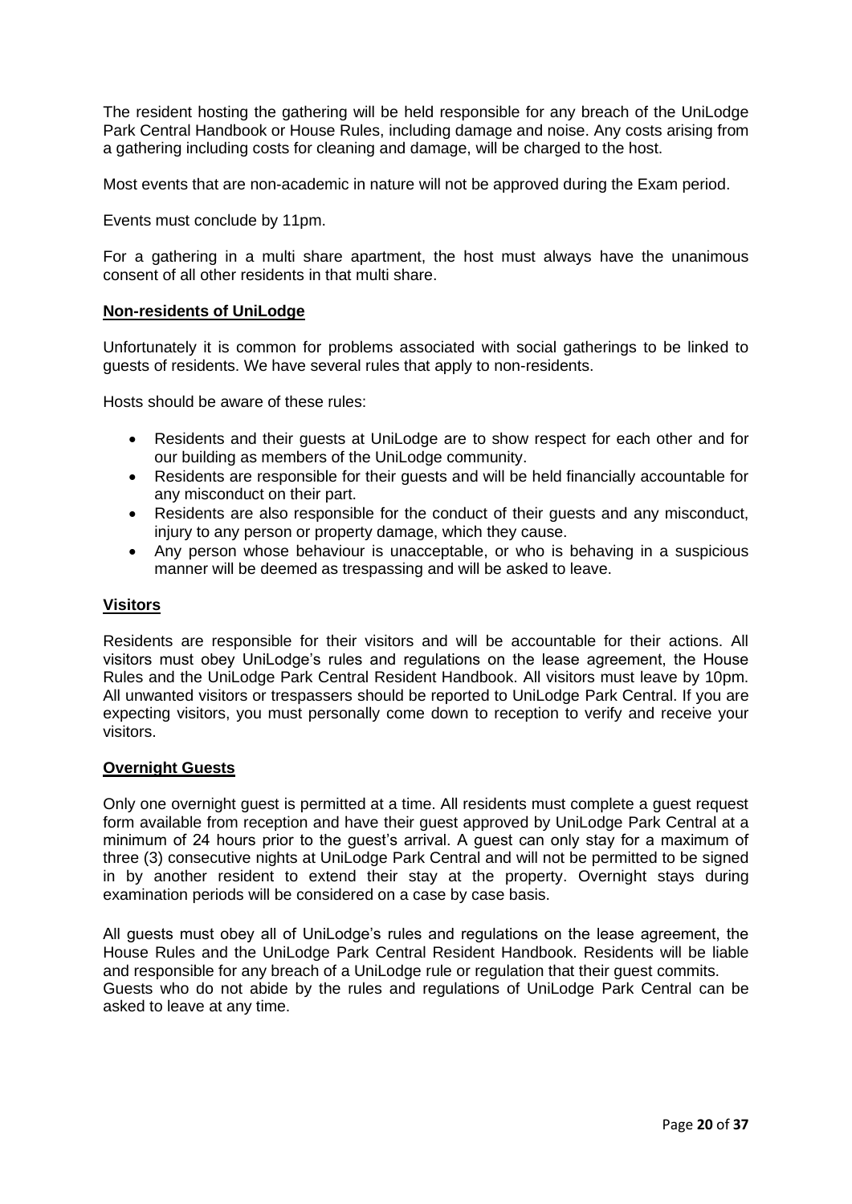The resident hosting the gathering will be held responsible for any breach of the UniLodge Park Central Handbook or House Rules, including damage and noise. Any costs arising from a gathering including costs for cleaning and damage, will be charged to the host.

Most events that are non-academic in nature will not be approved during the Exam period.

Events must conclude by 11pm.

For a gathering in a multi share apartment, the host must always have the unanimous consent of all other residents in that multi share.

## Non-residents of UniLodge

Unfortunately it is common for problems associated with social gatherings to be linked to guests of residents. We have several rules that apply to non-residents.

Hosts should be aware of these rules:

- Residents and their guests at UniLodge are to show respect for each other and for our building as members of the UniLodge community.
- Residents are responsible for their guests and will be held financially accountable for any misconduct on their part.
- Residents are also responsible for the conduct of their guests and any misconduct, injury to any person or property damage, which they cause.
- Any person whose behaviour is unacceptable, or who is behaving in a suspicious manner will be deemed as trespassing and will be asked to leave.

## Visitors

Residents are responsible for their visitors and will be accountable for their actions. All visitors must obey UniLodge's rules and regulations on the lease agreement, the House Rules and the UniLodge Park Central Resident Handbook. All visitors must leave by 10pm. All unwanted visitors or trespassers should be reported to UniLodge Park Central. If you are expecting visitors, you must personally come down to reception to verify and receive your visitors.

## Overnight Guests

Only one overnight guest is permitted at a time. All residents must complete a guest request form available from reception and have their guest approved by UniLodge Park Central at a minimum of 24 hours prior to the guest's arrival. A guest can only stay for a maximum of three (3) consecutive nights at UniLodge Park Central and will not be permitted to be signed in by another resident to extend their stay at the property. Overnight stays during examination periods will be considered on a case by case basis.

All guests must obey all of UniLodge's rules and regulations on the lease agreement, the House Rules and the UniLodge Park Central Resident Handbook. Residents will be liable and responsible for any breach of a UniLodge rule or regulation that their guest commits.
Guests who do not abide by the rules and regulations of UniLodge Park Central can be asked to leave at any time.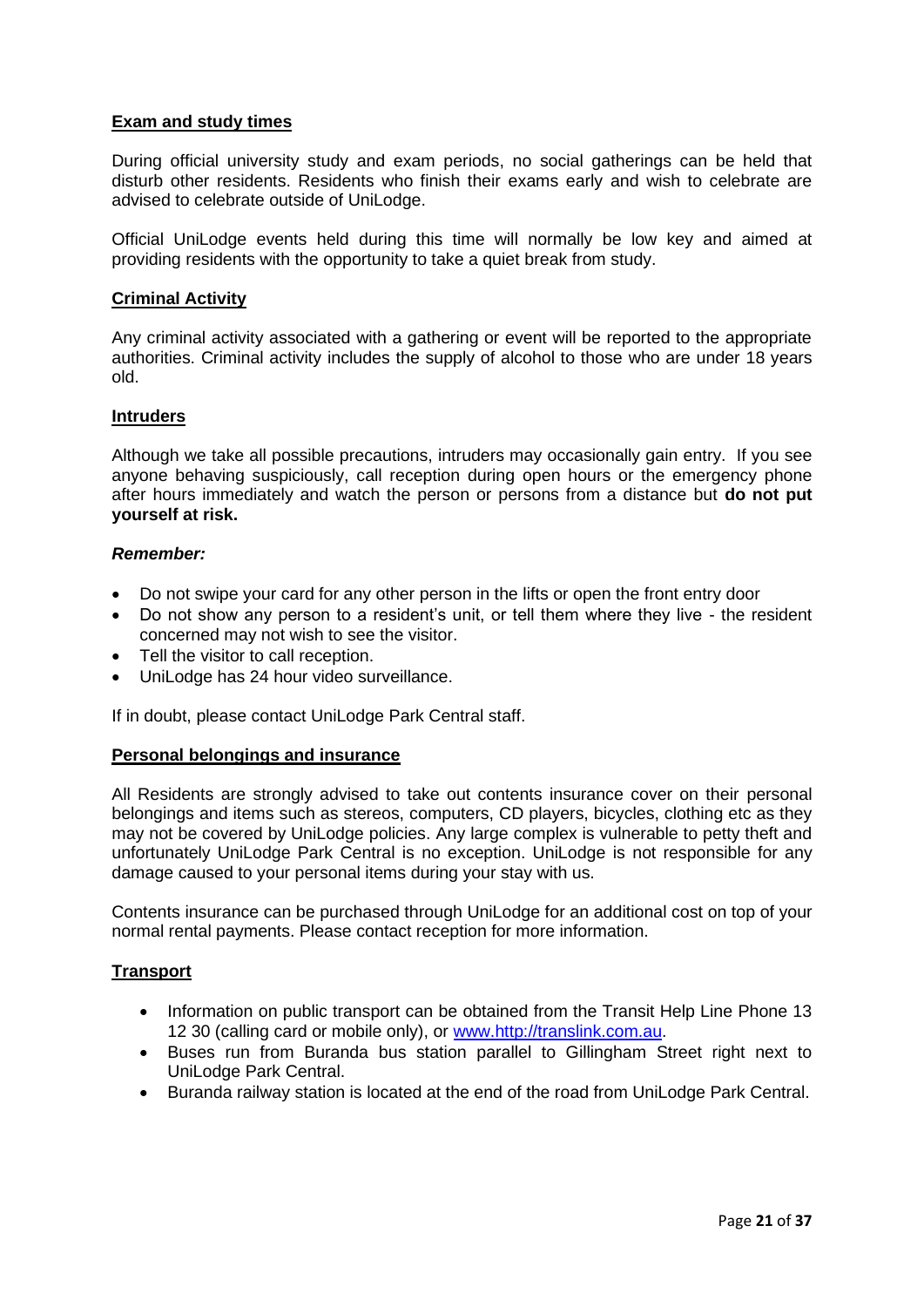## Exam and study times

During official university study and exam periods, no social gatherings can be held that disturb other residents. Residents who finish their exams early and wish to celebrate are advised to celebrate outside of UniLodge.

Official UniLodge events held during this time will normally be low key and aimed at providing residents with the opportunity to take a quiet break from study.

## Criminal Activity

Any criminal activity associated with a gathering or event will be reported to the appropriate authorities. Criminal activity includes the supply of alcohol to those who are under 18 years old.

## Intruders

Although we take all possible precautions, intruders may occasionally gain entry. If you see anyone behaving suspiciously, call reception during open hours or the emergency phone after hours immediately and watch the person or persons from a distance but **do not put yourself at risk.**

***Remember:***

- Do not swipe your card for any other person in the lifts or open the front entry door
- Do not show any person to a resident's unit, or tell them where they live - the resident concerned may not wish to see the visitor.
- Tell the visitor to call reception.
- UniLodge has 24 hour video surveillance.

If in doubt, please contact UniLodge Park Central staff.

## Personal belongings and insurance

All Residents are strongly advised to take out contents insurance cover on their personal belongings and items such as stereos, computers, CD players, bicycles, clothing etc as they may not be covered by UniLodge policies. Any large complex is vulnerable to petty theft and unfortunately UniLodge Park Central is no exception. UniLodge is not responsible for any damage caused to your personal items during your stay with us.

Contents insurance can be purchased through UniLodge for an additional cost on top of your normal rental payments. Please contact reception for more information.

## Transport

- Information on public transport can be obtained from the Transit Help Line Phone 13 12 30 (calling card or mobile only), or [www.http://translink.com.au](www.http://translink.com.au).
- Buses run from Buranda bus station parallel to Gillingham Street right next to UniLodge Park Central.
- Buranda railway station is located at the end of the road from UniLodge Park Central.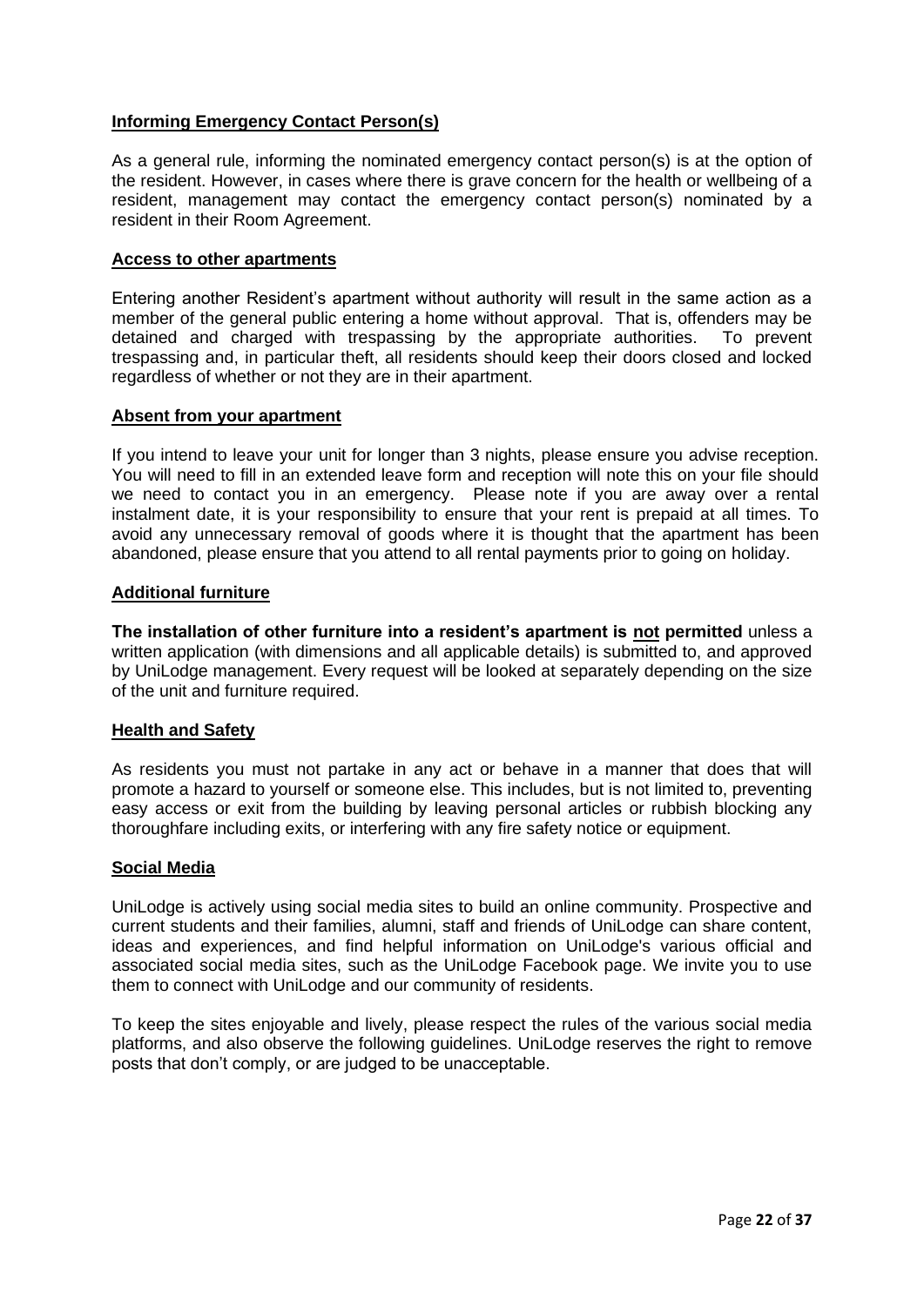## Informing Emergency Contact Person(s)

As a general rule, informing the nominated emergency contact person(s) is at the option of the resident. However, in cases where there is grave concern for the health or wellbeing of a resident, management may contact the emergency contact person(s) nominated by a resident in their Room Agreement.

## Access to other apartments

Entering another Resident's apartment without authority will result in the same action as a member of the general public entering a home without approval. That is, offenders may be detained and charged with trespassing by the appropriate authorities. To prevent trespassing and, in particular theft, all residents should keep their doors closed and locked regardless of whether or not they are in their apartment.

## Absent from your apartment

If you intend to leave your unit for longer than 3 nights, please ensure you advise reception. You will need to fill in an extended leave form and reception will note this on your file should we need to contact you in an emergency. Please note if you are away over a rental instalment date, it is your responsibility to ensure that your rent is prepaid at all times. To avoid any unnecessary removal of goods where it is thought that the apartment has been abandoned, please ensure that you attend to all rental payments prior to going on holiday.

## Additional furniture

**The installation of other furniture into a resident's apartment is not permitted** unless a written application (with dimensions and all applicable details) is submitted to, and approved by UniLodge management. Every request will be looked at separately depending on the size of the unit and furniture required.

## Health and Safety

As residents you must not partake in any act or behave in a manner that does that will promote a hazard to yourself or someone else. This includes, but is not limited to, preventing easy access or exit from the building by leaving personal articles or rubbish blocking any thoroughfare including exits, or interfering with any fire safety notice or equipment.

## Social Media

UniLodge is actively using social media sites to build an online community. Prospective and current students and their families, alumni, staff and friends of UniLodge can share content, ideas and experiences, and find helpful information on UniLodge's various official and associated social media sites, such as the UniLodge Facebook page. We invite you to use them to connect with UniLodge and our community of residents.

To keep the sites enjoyable and lively, please respect the rules of the various social media platforms, and also observe the following guidelines. UniLodge reserves the right to remove posts that don't comply, or are judged to be unacceptable.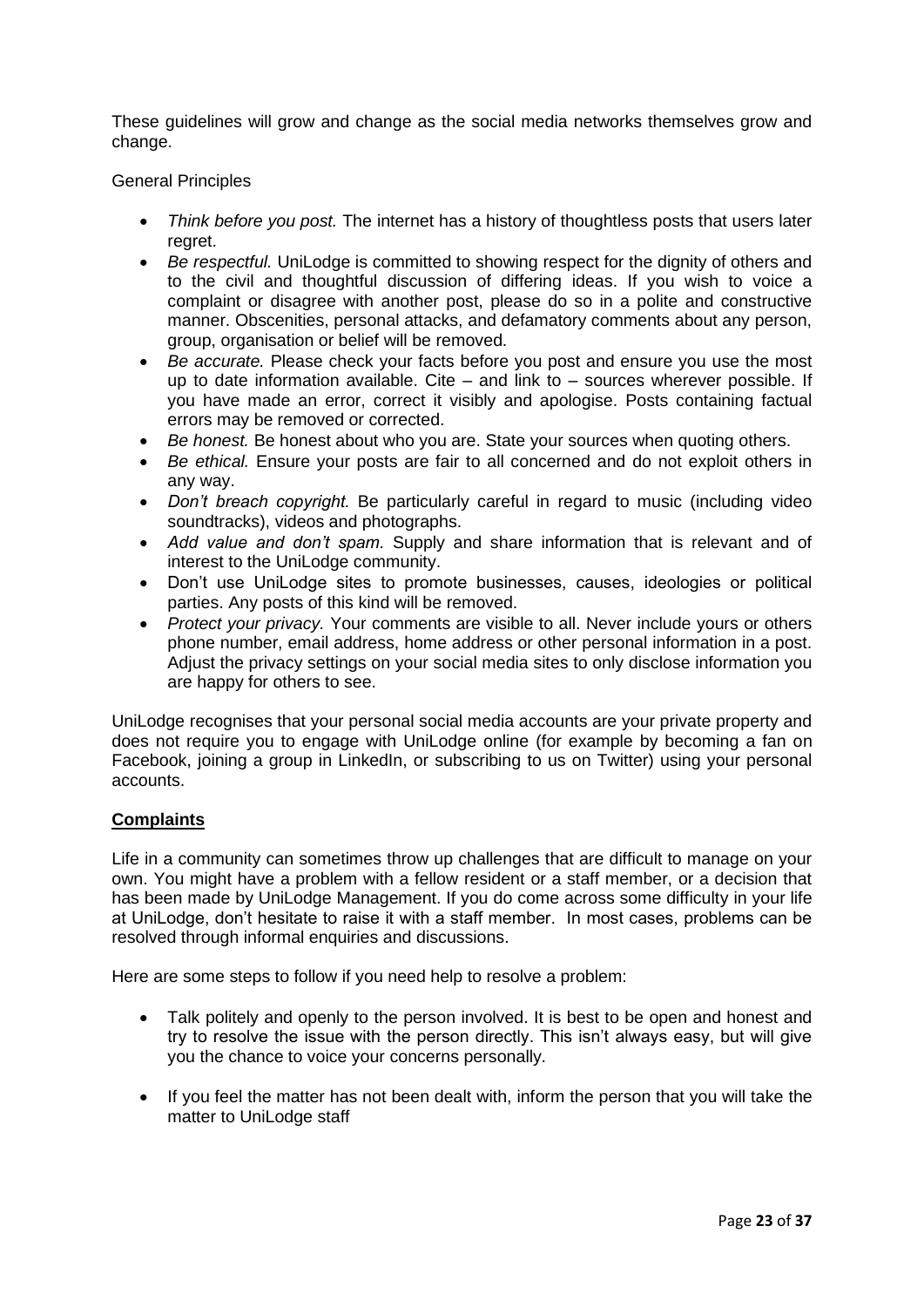These guidelines will grow and change as the social media networks themselves grow and change.

General Principles

- *Think before you post.* The internet has a history of thoughtless posts that users later regret.
- *Be respectful.* UniLodge is committed to showing respect for the dignity of others and to the civil and thoughtful discussion of differing ideas. If you wish to voice a complaint or disagree with another post, please do so in a polite and constructive manner. Obscenities, personal attacks, and defamatory comments about any person, group, organisation or belief will be removed.
- *Be accurate.* Please check your facts before you post and ensure you use the most up to date information available. Cite – and link to – sources wherever possible. If you have made an error, correct it visibly and apologise. Posts containing factual errors may be removed or corrected.
- *Be honest.* Be honest about who you are. State your sources when quoting others.
- *Be ethical.* Ensure your posts are fair to all concerned and do not exploit others in any way.
- *Don't breach copyright.* Be particularly careful in regard to music (including video soundtracks), videos and photographs.
- *Add value and don't spam.* Supply and share information that is relevant and of interest to the UniLodge community.
- Don't use UniLodge sites to promote businesses, causes, ideologies or political parties. Any posts of this kind will be removed.
- *Protect your privacy.* Your comments are visible to all. Never include yours or others phone number, email address, home address or other personal information in a post. Adjust the privacy settings on your social media sites to only disclose information you are happy for others to see.

UniLodge recognises that your personal social media accounts are your private property and does not require you to engage with UniLodge online (for example by becoming a fan on Facebook, joining a group in LinkedIn, or subscribing to us on Twitter) using your personal accounts.

## Complaints

Life in a community can sometimes throw up challenges that are difficult to manage on your own. You might have a problem with a fellow resident or a staff member, or a decision that has been made by UniLodge Management. If you do come across some difficulty in your life at UniLodge, don't hesitate to raise it with a staff member. In most cases, problems can be resolved through informal enquiries and discussions.

Here are some steps to follow if you need help to resolve a problem:

- Talk politely and openly to the person involved. It is best to be open and honest and try to resolve the issue with the person directly. This isn't always easy, but will give you the chance to voice your concerns personally.

- If you feel the matter has not been dealt with, inform the person that you will take the matter to UniLodge staff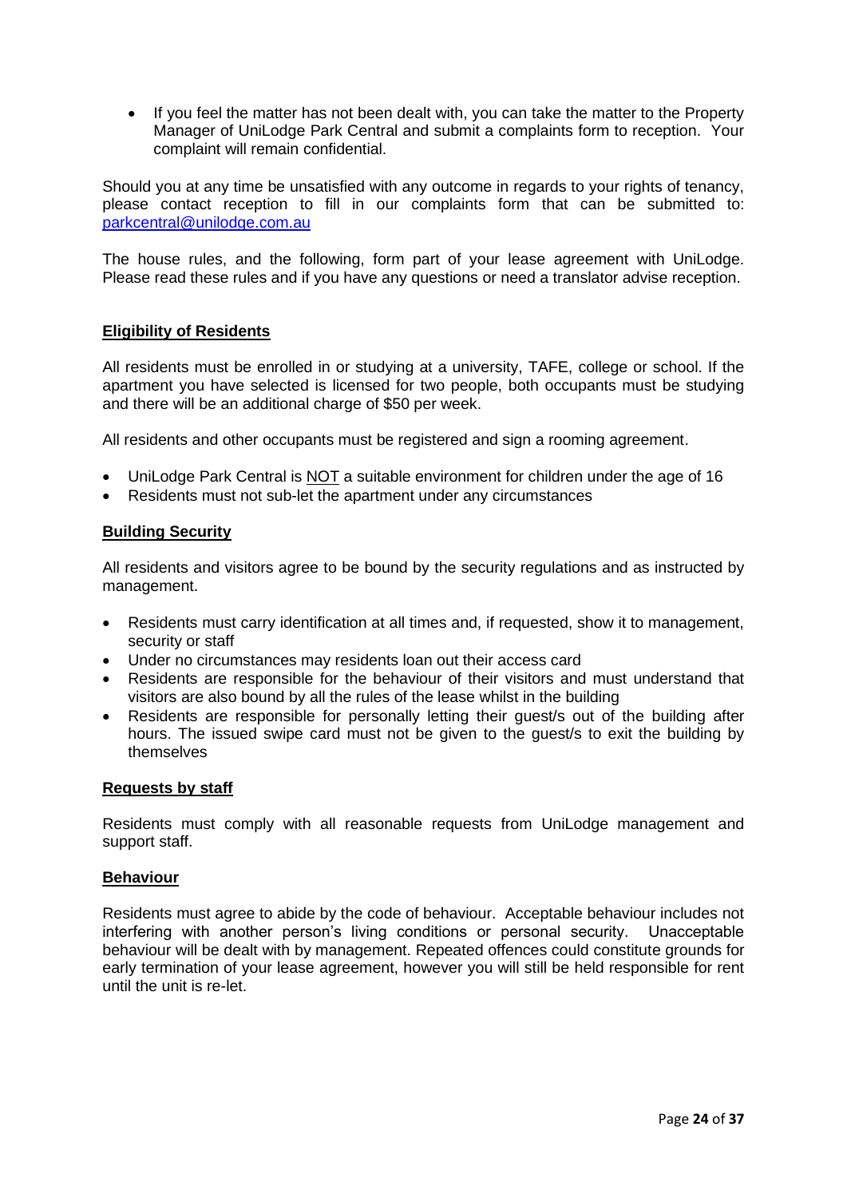- If you feel the matter has not been dealt with, you can take the matter to the Property Manager of UniLodge Park Central and submit a complaints form to reception. Your complaint will remain confidential.

Should you at any time be unsatisfied with any outcome in regards to your rights of tenancy, please contact reception to fill in our complaints form that can be submitted to: parkcentral@unilodge.com.au

The house rules, and the following, form part of your lease agreement with UniLodge. Please read these rules and if you have any questions or need a translator advise reception.

## Eligibility of Residents

All residents must be enrolled in or studying at a university, TAFE, college or school. If the apartment you have selected is licensed for two people, both occupants must be studying and there will be an additional charge of $50 per week.

All residents and other occupants must be registered and sign a rooming agreement.

- UniLodge Park Central is NOT a suitable environment for children under the age of 16
- Residents must not sub-let the apartment under any circumstances

## Building Security

All residents and visitors agree to be bound by the security regulations and as instructed by management.

- Residents must carry identification at all times and, if requested, show it to management, security or staff
- Under no circumstances may residents loan out their access card
- Residents are responsible for the behaviour of their visitors and must understand that visitors are also bound by all the rules of the lease whilst in the building
- Residents are responsible for personally letting their guest/s out of the building after hours. The issued swipe card must not be given to the guest/s to exit the building by themselves

## Requests by staff

Residents must comply with all reasonable requests from UniLodge management and support staff.

## Behaviour

Residents must agree to abide by the code of behaviour. Acceptable behaviour includes not interfering with another person's living conditions or personal security. Unacceptable behaviour will be dealt with by management. Repeated offences could constitute grounds for early termination of your lease agreement, however you will still be held responsible for rent until the unit is re-let.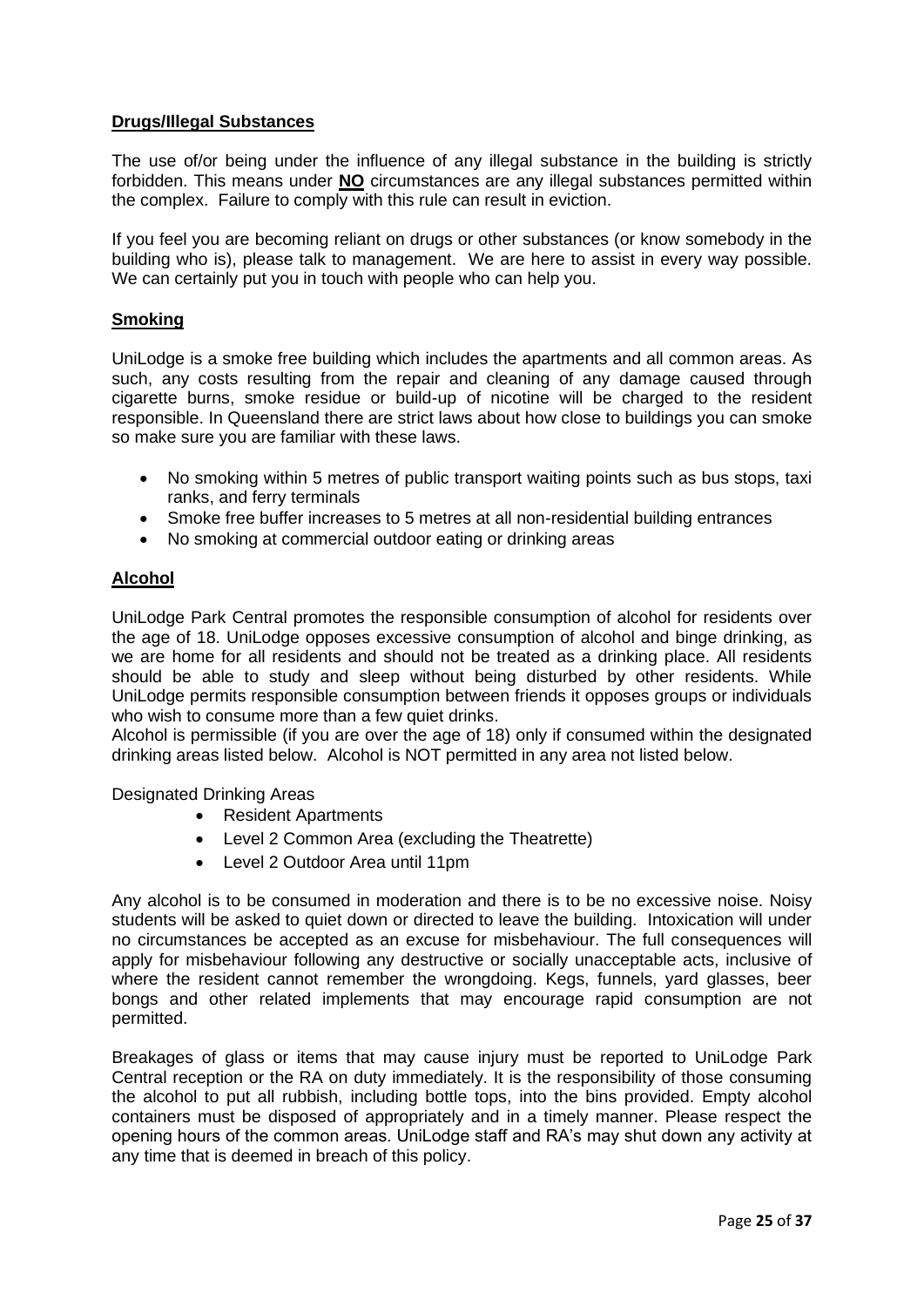## **Drugs/Illegal Substances**

The use of/or being under the influence of any illegal substance in the building is strictly forbidden. This means under **NO** circumstances are any illegal substances permitted within the complex. Failure to comply with this rule can result in eviction.

If you feel you are becoming reliant on drugs or other substances (or know somebody in the building who is), please talk to management. We are here to assist in every way possible. We can certainly put you in touch with people who can help you.

## **Smoking**

UniLodge is a smoke free building which includes the apartments and all common areas. As such, any costs resulting from the repair and cleaning of any damage caused through cigarette burns, smoke residue or build-up of nicotine will be charged to the resident responsible. In Queensland there are strict laws about how close to buildings you can smoke so make sure you are familiar with these laws.

- No smoking within 5 metres of public transport waiting points such as bus stops, taxi ranks, and ferry terminals
- Smoke free buffer increases to 5 metres at all non-residential building entrances
- No smoking at commercial outdoor eating or drinking areas

## **Alcohol**

UniLodge Park Central promotes the responsible consumption of alcohol for residents over the age of 18. UniLodge opposes excessive consumption of alcohol and binge drinking, as we are home for all residents and should not be treated as a drinking place. All residents should be able to study and sleep without being disturbed by other residents. While UniLodge permits responsible consumption between friends it opposes groups or individuals who wish to consume more than a few quiet drinks.
Alcohol is permissible (if you are over the age of 18) only if consumed within the designated drinking areas listed below. Alcohol is NOT permitted in any area not listed below.

Designated Drinking Areas

- Resident Apartments
- Level 2 Common Area (excluding the Theatrette)
- Level 2 Outdoor Area until 11pm

Any alcohol is to be consumed in moderation and there is to be no excessive noise. Noisy students will be asked to quiet down or directed to leave the building. Intoxication will under no circumstances be accepted as an excuse for misbehaviour. The full consequences will apply for misbehaviour following any destructive or socially unacceptable acts, inclusive of where the resident cannot remember the wrongdoing. Kegs, funnels, yard glasses, beer bongs and other related implements that may encourage rapid consumption are not permitted.

Breakages of glass or items that may cause injury must be reported to UniLodge Park Central reception or the RA on duty immediately. It is the responsibility of those consuming the alcohol to put all rubbish, including bottle tops, into the bins provided. Empty alcohol containers must be disposed of appropriately and in a timely manner. Please respect the opening hours of the common areas. UniLodge staff and RA's may shut down any activity at any time that is deemed in breach of this policy.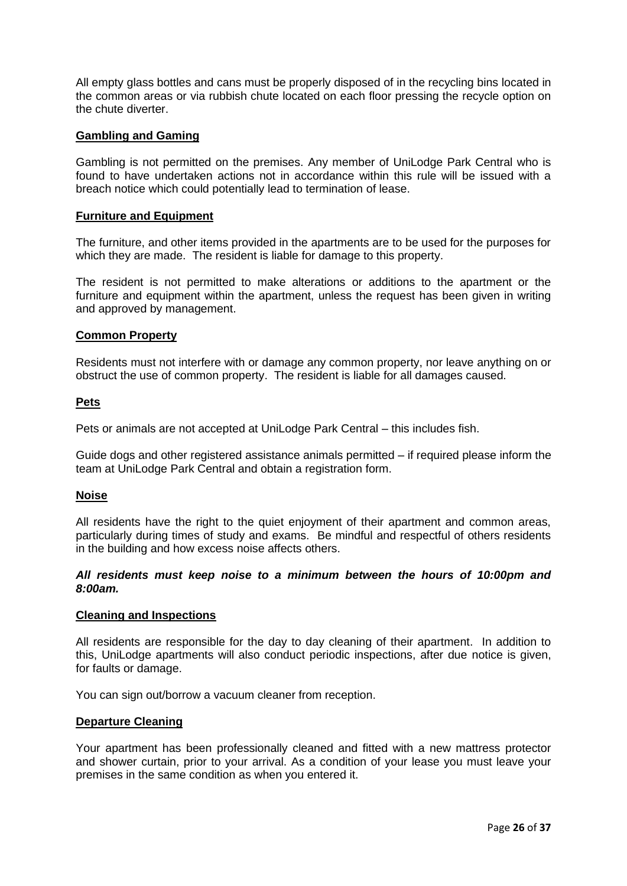All empty glass bottles and cans must be properly disposed of in the recycling bins located in the common areas or via rubbish chute located on each floor pressing the recycle option on the chute diverter.

## Gambling and Gaming

Gambling is not permitted on the premises. Any member of UniLodge Park Central who is found to have undertaken actions not in accordance within this rule will be issued with a breach notice which could potentially lead to termination of lease.

## Furniture and Equipment

The furniture, and other items provided in the apartments are to be used for the purposes for which they are made. The resident is liable for damage to this property.

The resident is not permitted to make alterations or additions to the apartment or the furniture and equipment within the apartment, unless the request has been given in writing and approved by management.

## Common Property

Residents must not interfere with or damage any common property, nor leave anything on or obstruct the use of common property. The resident is liable for all damages caused.

## Pets

Pets or animals are not accepted at UniLodge Park Central – this includes fish.

Guide dogs and other registered assistance animals permitted – if required please inform the team at UniLodge Park Central and obtain a registration form.

## Noise

All residents have the right to the quiet enjoyment of their apartment and common areas, particularly during times of study and exams. Be mindful and respectful of others residents in the building and how excess noise affects others.

***All residents must keep noise to a minimum between the hours of 10:00pm and 8:00am.***

## Cleaning and Inspections

All residents are responsible for the day to day cleaning of their apartment. In addition to this, UniLodge apartments will also conduct periodic inspections, after due notice is given, for faults or damage.

You can sign out/borrow a vacuum cleaner from reception.

## Departure Cleaning

Your apartment has been professionally cleaned and fitted with a new mattress protector and shower curtain, prior to your arrival. As a condition of your lease you must leave your premises in the same condition as when you entered it.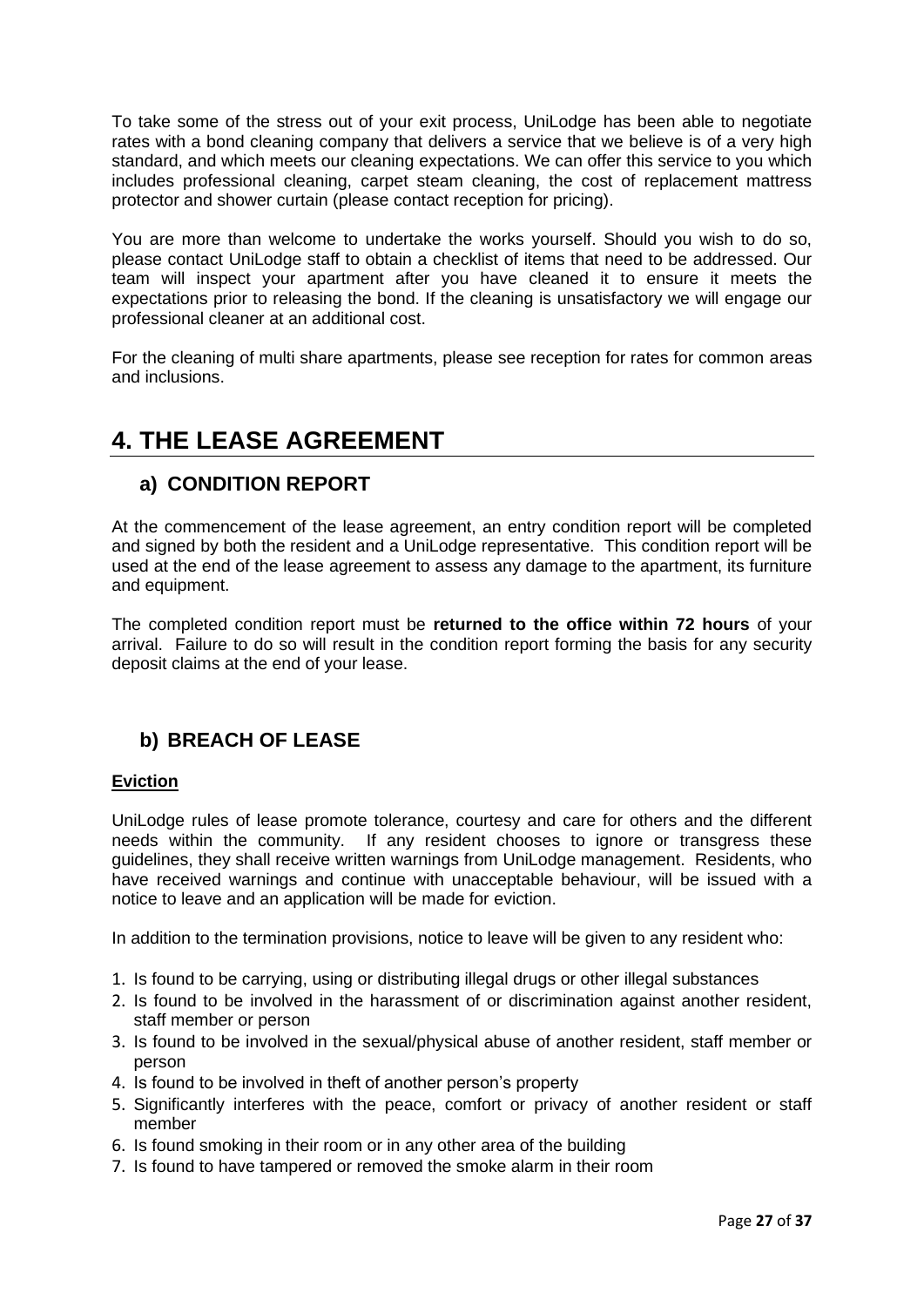To take some of the stress out of your exit process, UniLodge has been able to negotiate rates with a bond cleaning company that delivers a service that we believe is of a very high standard, and which meets our cleaning expectations. We can offer this service to you which includes professional cleaning, carpet steam cleaning, the cost of replacement mattress protector and shower curtain (please contact reception for pricing).

You are more than welcome to undertake the works yourself. Should you wish to do so, please contact UniLodge staff to obtain a checklist of items that need to be addressed. Our team will inspect your apartment after you have cleaned it to ensure it meets the expectations prior to releasing the bond. If the cleaning is unsatisfactory we will engage our professional cleaner at an additional cost.

For the cleaning of multi share apartments, please see reception for rates for common areas and inclusions.

# 4. THE LEASE AGREEMENT

## a) CONDITION REPORT

At the commencement of the lease agreement, an entry condition report will be completed and signed by both the resident and a UniLodge representative. This condition report will be used at the end of the lease agreement to assess any damage to the apartment, its furniture and equipment.

The completed condition report must be **returned to the office within 72 hours** of your arrival. Failure to do so will result in the condition report forming the basis for any security deposit claims at the end of your lease.

## b) BREACH OF LEASE

**Eviction**

UniLodge rules of lease promote tolerance, courtesy and care for others and the different needs within the community. If any resident chooses to ignore or transgress these guidelines, they shall receive written warnings from UniLodge management. Residents, who have received warnings and continue with unacceptable behaviour, will be issued with a notice to leave and an application will be made for eviction.

In addition to the termination provisions, notice to leave will be given to any resident who:

1. Is found to be carrying, using or distributing illegal drugs or other illegal substances
2. Is found to be involved in the harassment of or discrimination against another resident, staff member or person
3. Is found to be involved in the sexual/physical abuse of another resident, staff member or person
4. Is found to be involved in theft of another person's property
5. Significantly interferes with the peace, comfort or privacy of another resident or staff member
6. Is found smoking in their room or in any other area of the building
7. Is found to have tampered or removed the smoke alarm in their room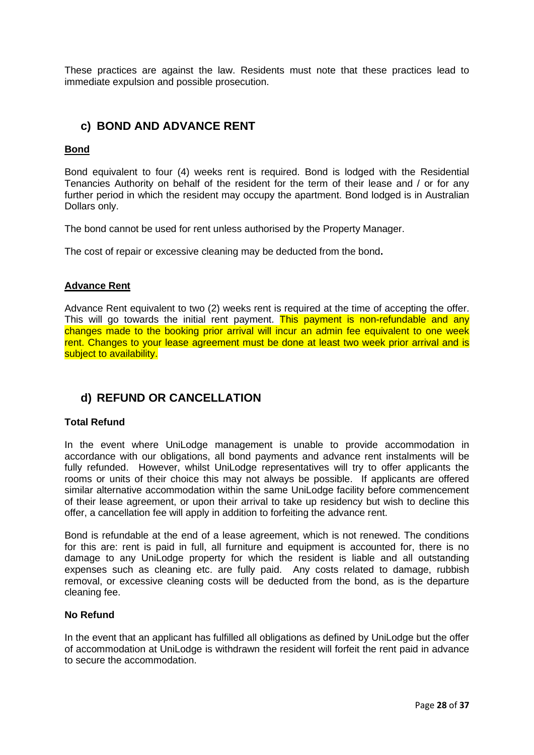These practices are against the law. Residents must note that these practices lead to immediate expulsion and possible prosecution.

## c) BOND AND ADVANCE RENT

**Bond**

Bond equivalent to four (4) weeks rent is required. Bond is lodged with the Residential Tenancies Authority on behalf of the resident for the term of their lease and / or for any further period in which the resident may occupy the apartment. Bond lodged is in Australian Dollars only.

The bond cannot be used for rent unless authorised by the Property Manager.

The cost of repair or excessive cleaning may be deducted from the bond**.**

**Advance Rent**

Advance Rent equivalent to two (2) weeks rent is required at the time of accepting the offer. This will go towards the initial rent payment. This payment is non-refundable and any changes made to the booking prior arrival will incur an admin fee equivalent to one week rent. Changes to your lease agreement must be done at least two week prior arrival and is subject to availability.

## d) REFUND OR CANCELLATION

**Total Refund**

In the event where UniLodge management is unable to provide accommodation in accordance with our obligations, all bond payments and advance rent instalments will be fully refunded. However, whilst UniLodge representatives will try to offer applicants the rooms or units of their choice this may not always be possible. If applicants are offered similar alternative accommodation within the same UniLodge facility before commencement of their lease agreement, or upon their arrival to take up residency but wish to decline this offer, a cancellation fee will apply in addition to forfeiting the advance rent.

Bond is refundable at the end of a lease agreement, which is not renewed. The conditions for this are: rent is paid in full, all furniture and equipment is accounted for, there is no damage to any UniLodge property for which the resident is liable and all outstanding expenses such as cleaning etc. are fully paid. Any costs related to damage, rubbish removal, or excessive cleaning costs will be deducted from the bond, as is the departure cleaning fee.

**No Refund**

In the event that an applicant has fulfilled all obligations as defined by UniLodge but the offer of accommodation at UniLodge is withdrawn the resident will forfeit the rent paid in advance to secure the accommodation.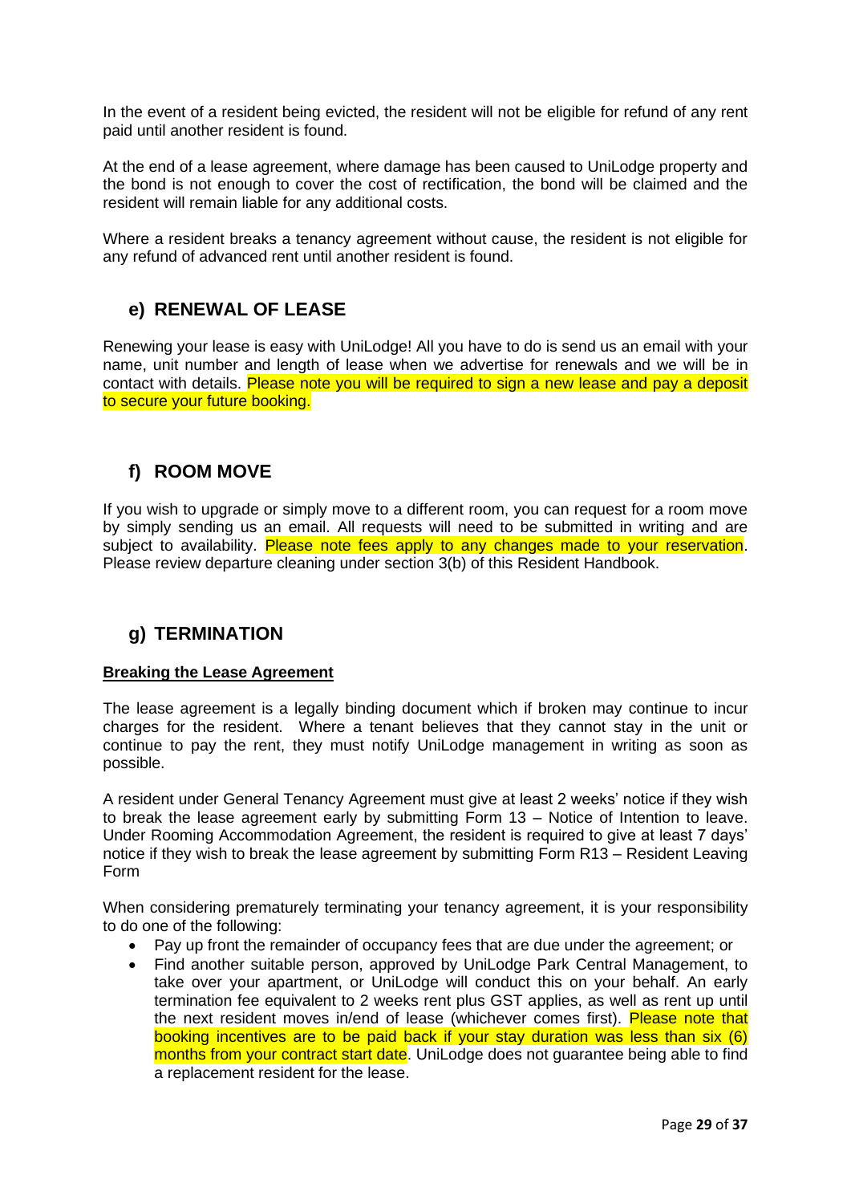In the event of a resident being evicted, the resident will not be eligible for refund of any rent paid until another resident is found.

At the end of a lease agreement, where damage has been caused to UniLodge property and the bond is not enough to cover the cost of rectification, the bond will be claimed and the resident will remain liable for any additional costs.

Where a resident breaks a tenancy agreement without cause, the resident is not eligible for any refund of advanced rent until another resident is found.

## e) RENEWAL OF LEASE

Renewing your lease is easy with UniLodge! All you have to do is send us an email with your name, unit number and length of lease when we advertise for renewals and we will be in contact with details. Please note you will be required to sign a new lease and pay a deposit to secure your future booking.

## f) ROOM MOVE

If you wish to upgrade or simply move to a different room, you can request for a room move by simply sending us an email. All requests will need to be submitted in writing and are subject to availability. Please note fees apply to any changes made to your reservation. Please review departure cleaning under section 3(b) of this Resident Handbook.

## g) TERMINATION

**Breaking the Lease Agreement**

The lease agreement is a legally binding document which if broken may continue to incur charges for the resident. Where a tenant believes that they cannot stay in the unit or continue to pay the rent, they must notify UniLodge management in writing as soon as possible.

A resident under General Tenancy Agreement must give at least 2 weeks' notice if they wish to break the lease agreement early by submitting Form 13 – Notice of Intention to leave. Under Rooming Accommodation Agreement, the resident is required to give at least 7 days' notice if they wish to break the lease agreement by submitting Form R13 – Resident Leaving Form

When considering prematurely terminating your tenancy agreement, it is your responsibility to do one of the following:

- Pay up front the remainder of occupancy fees that are due under the agreement; or
- Find another suitable person, approved by UniLodge Park Central Management, to take over your apartment, or UniLodge will conduct this on your behalf. An early termination fee equivalent to 2 weeks rent plus GST applies, as well as rent up until the next resident moves in/end of lease (whichever comes first). Please note that booking incentives are to be paid back if your stay duration was less than six (6) months from your contract start date. UniLodge does not guarantee being able to find a replacement resident for the lease.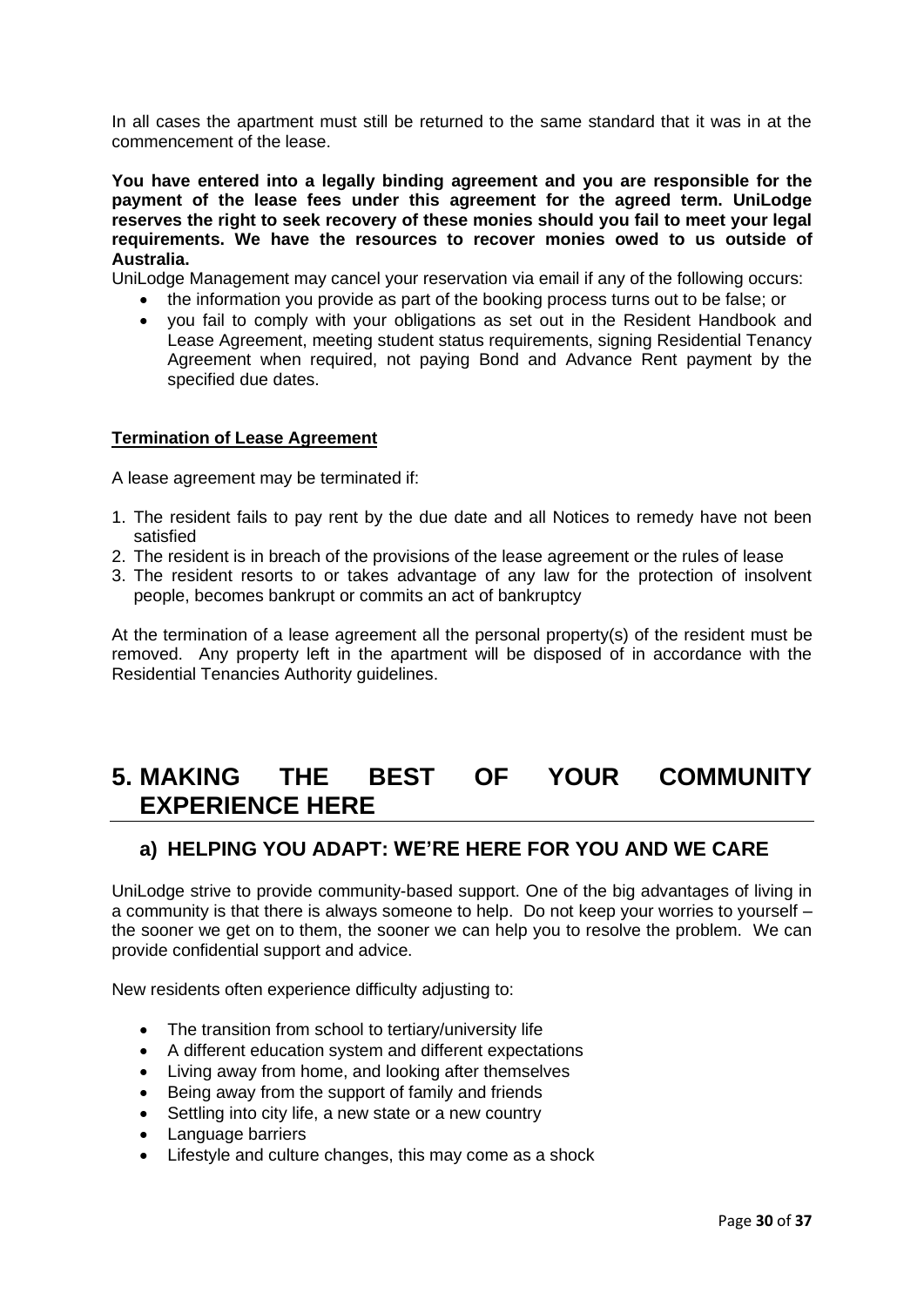In all cases the apartment must still be returned to the same standard that it was in at the commencement of the lease.

**You have entered into a legally binding agreement and you are responsible for the payment of the lease fees under this agreement for the agreed term. UniLodge reserves the right to seek recovery of these monies should you fail to meet your legal requirements. We have the resources to recover monies owed to us outside of Australia.**

UniLodge Management may cancel your reservation via email if any of the following occurs:

- the information you provide as part of the booking process turns out to be false; or
- you fail to comply with your obligations as set out in the Resident Handbook and Lease Agreement, meeting student status requirements, signing Residential Tenancy Agreement when required, not paying Bond and Advance Rent payment by the specified due dates.

**Termination of Lease Agreement**

A lease agreement may be terminated if:

1. The resident fails to pay rent by the due date and all Notices to remedy have not been satisfied
2. The resident is in breach of the provisions of the lease agreement or the rules of lease
3. The resident resorts to or takes advantage of any law for the protection of insolvent people, becomes bankrupt or commits an act of bankruptcy

At the termination of a lease agreement all the personal property(s) of the resident must be removed. Any property left in the apartment will be disposed of in accordance with the Residential Tenancies Authority guidelines.

# 5. MAKING THE BEST OF YOUR COMMUNITY EXPERIENCE HERE

## a) HELPING YOU ADAPT: WE'RE HERE FOR YOU AND WE CARE

UniLodge strive to provide community-based support. One of the big advantages of living in a community is that there is always someone to help. Do not keep your worries to yourself – the sooner we get on to them, the sooner we can help you to resolve the problem. We can provide confidential support and advice.

New residents often experience difficulty adjusting to:

- The transition from school to tertiary/university life
- A different education system and different expectations
- Living away from home, and looking after themselves
- Being away from the support of family and friends
- Settling into city life, a new state or a new country
- Language barriers
- Lifestyle and culture changes, this may come as a shock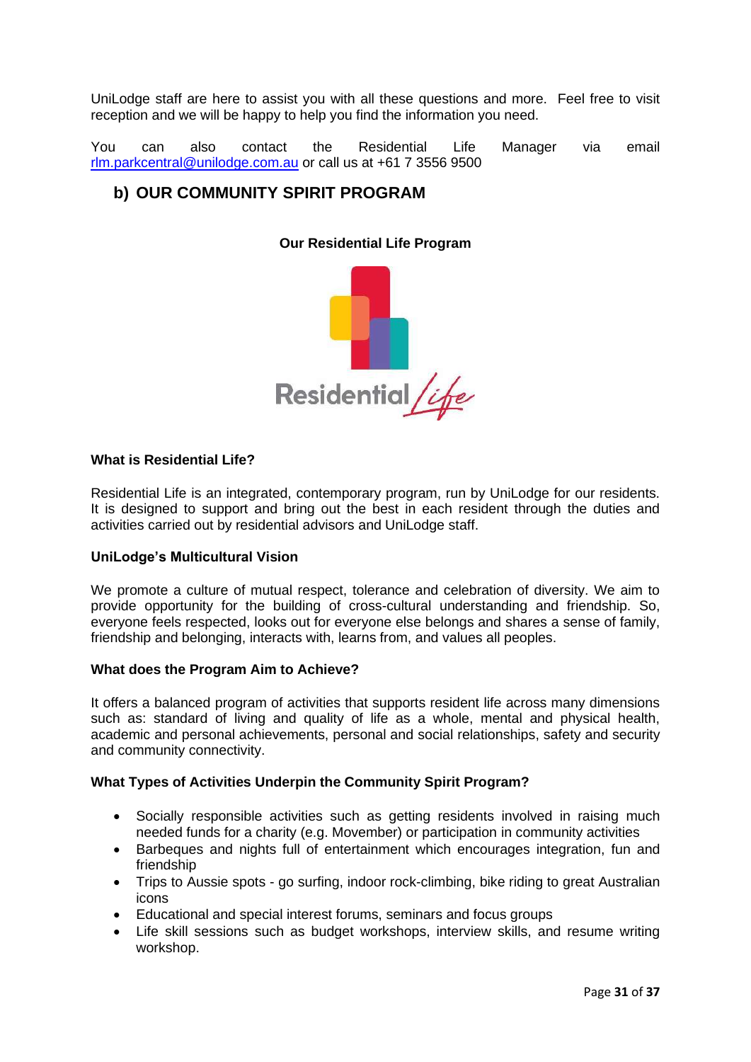UniLodge staff are here to assist you with all these questions and more. Feel free to visit reception and we will be happy to help you find the information you need.

You can also contact the Residential Life Manager via email rlm.parkcentral@unilodge.com.au or call us at +61 7 3556 9500

## b) OUR COMMUNITY SPIRIT PROGRAM

**Our Residential Life Program**

**What is Residential Life?**

Residential Life is an integrated, contemporary program, run by UniLodge for our residents. It is designed to support and bring out the best in each resident through the duties and activities carried out by residential advisors and UniLodge staff.

**UniLodge's Multicultural Vision**

We promote a culture of mutual respect, tolerance and celebration of diversity. We aim to provide opportunity for the building of cross-cultural understanding and friendship. So, everyone feels respected, looks out for everyone else belongs and shares a sense of family, friendship and belonging, interacts with, learns from, and values all peoples.

**What does the Program Aim to Achieve?**

It offers a balanced program of activities that supports resident life across many dimensions such as: standard of living and quality of life as a whole, mental and physical health, academic and personal achievements, personal and social relationships, safety and security and community connectivity.

**What Types of Activities Underpin the Community Spirit Program?**

- Socially responsible activities such as getting residents involved in raising much needed funds for a charity (e.g. Movember) or participation in community activities
- Barbeques and nights full of entertainment which encourages integration, fun and friendship
- Trips to Aussie spots - go surfing, indoor rock-climbing, bike riding to great Australian icons
- Educational and special interest forums, seminars and focus groups
- Life skill sessions such as budget workshops, interview skills, and resume writing workshop.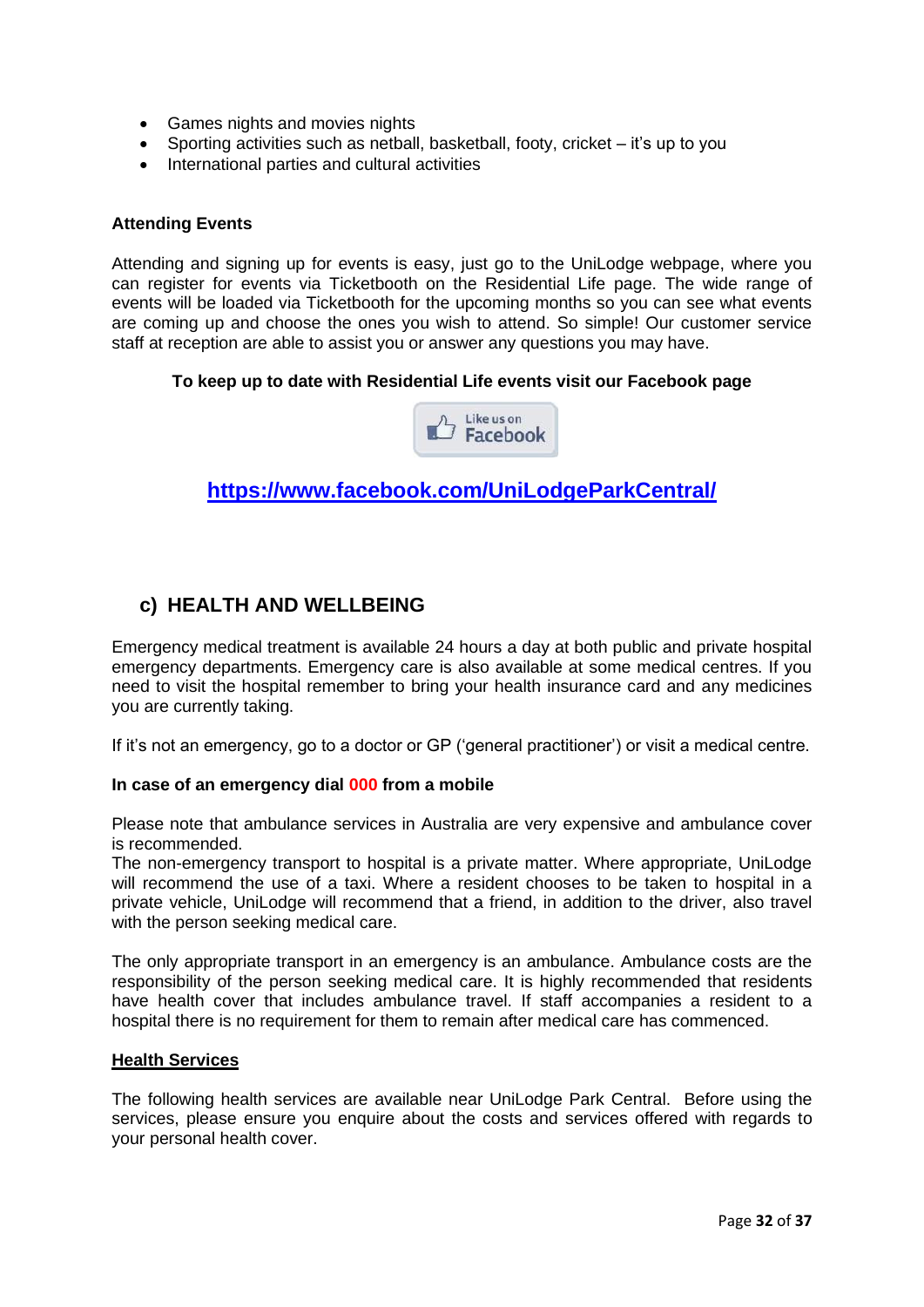- Games nights and movies nights
- Sporting activities such as netball, basketball, footy, cricket – it's up to you
- International parties and cultural activities

**Attending Events**

Attending and signing up for events is easy, just go to the UniLodge webpage, where you can register for events via Ticketbooth on the Residential Life page. The wide range of events will be loaded via Ticketbooth for the upcoming months so you can see what events are coming up and choose the ones you wish to attend. So simple! Our customer service staff at reception are able to assist you or answer any questions you may have.

**To keep up to date with Residential Life events visit our Facebook page**

Like us on Facebook

**https://www.facebook.com/UniLodgeParkCentral/**

## c) HEALTH AND WELLBEING

Emergency medical treatment is available 24 hours a day at both public and private hospital emergency departments. Emergency care is also available at some medical centres. If you need to visit the hospital remember to bring your health insurance card and any medicines you are currently taking.

If it's not an emergency, go to a doctor or GP ('general practitioner') or visit a medical centre.

**In case of an emergency dial 000 from a mobile**

Please note that ambulance services in Australia are very expensive and ambulance cover is recommended.
The non-emergency transport to hospital is a private matter. Where appropriate, UniLodge will recommend the use of a taxi. Where a resident chooses to be taken to hospital in a private vehicle, UniLodge will recommend that a friend, in addition to the driver, also travel with the person seeking medical care.

The only appropriate transport in an emergency is an ambulance. Ambulance costs are the responsibility of the person seeking medical care. It is highly recommended that residents have health cover that includes ambulance travel. If staff accompanies a resident to a hospital there is no requirement for them to remain after medical care has commenced.

**Health Services**

The following health services are available near UniLodge Park Central. Before using the services, please ensure you enquire about the costs and services offered with regards to your personal health cover.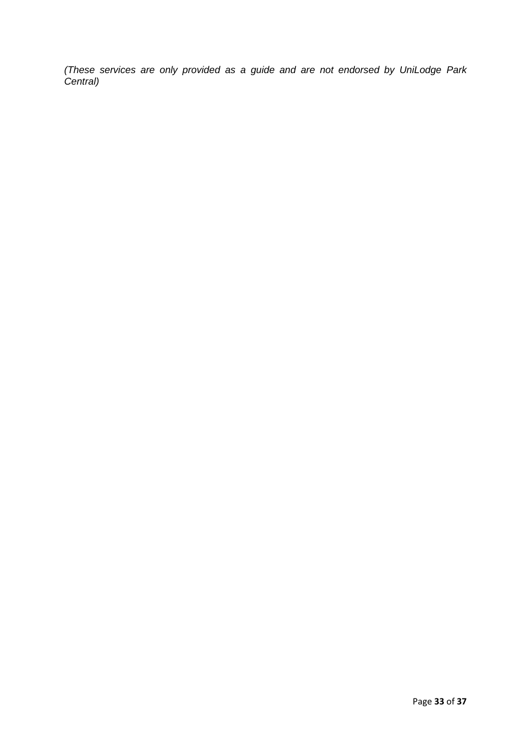*(These services are only provided as a guide and are not endorsed by UniLodge Park Central)*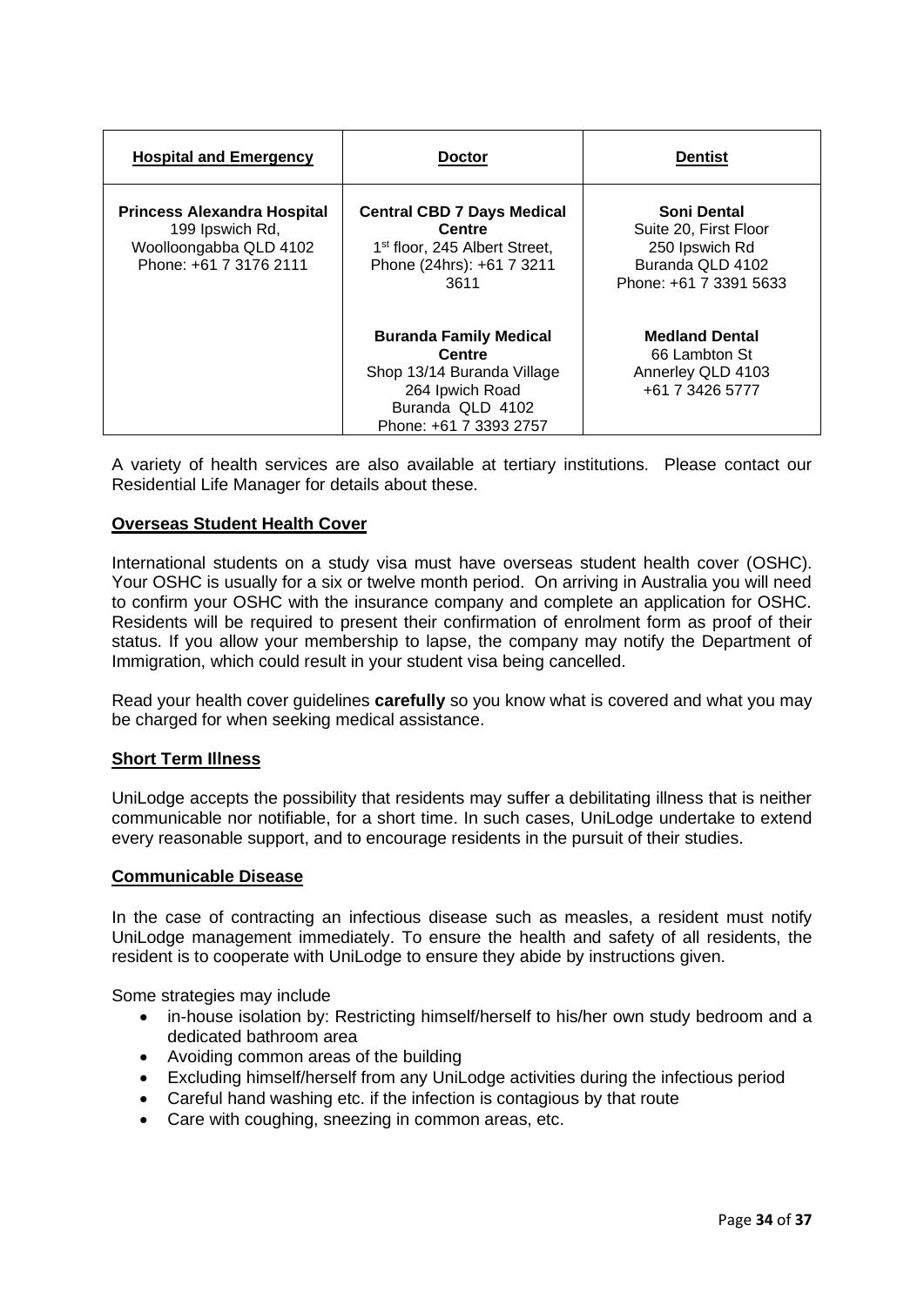| **Hospital and Emergency** | **Doctor** | **Dentist** |
| --- | --- | --- |
| **Princess Alexandra Hospital**<br>199 Ipswich Rd,<br>Woolloongabba QLD 4102<br>Phone: +61 7 3176 2111 | **Central CBD 7 Days Medical Centre**<br>1st floor, 245 Albert Street,<br>Phone (24hrs): +61 7 3211 3611 | **Soni Dental**<br>Suite 20, First Floor<br>250 Ipswich Rd<br>Buranda QLD 4102<br>Phone: +61 7 3391 5633 |
| | **Buranda Family Medical Centre**<br>Shop 13/14 Buranda Village<br>264 Ipwich Road<br>Buranda QLD 4102<br>Phone: +61 7 3393 2757 | **Medland Dental**<br>66 Lambton St<br>Annerley QLD 4103<br>+61 7 3426 5777 |

A variety of health services are also available at tertiary institutions. Please contact our Residential Life Manager for details about these.

## Overseas Student Health Cover

International students on a study visa must have overseas student health cover (OSHC). Your OSHC is usually for a six or twelve month period. On arriving in Australia you will need to confirm your OSHC with the insurance company and complete an application for OSHC. Residents will be required to present their confirmation of enrolment form as proof of their status. If you allow your membership to lapse, the company may notify the Department of Immigration, which could result in your student visa being cancelled.

Read your health cover guidelines **carefully** so you know what is covered and what you may be charged for when seeking medical assistance.

## Short Term Illness

UniLodge accepts the possibility that residents may suffer a debilitating illness that is neither communicable nor notifiable, for a short time. In such cases, UniLodge undertake to extend every reasonable support, and to encourage residents in the pursuit of their studies.

## Communicable Disease

In the case of contracting an infectious disease such as measles, a resident must notify UniLodge management immediately. To ensure the health and safety of all residents, the resident is to cooperate with UniLodge to ensure they abide by instructions given.

Some strategies may include

- in-house isolation by: Restricting himself/herself to his/her own study bedroom and a dedicated bathroom area
- Avoiding common areas of the building
- Excluding himself/herself from any UniLodge activities during the infectious period
- Careful hand washing etc. if the infection is contagious by that route
- Care with coughing, sneezing in common areas, etc.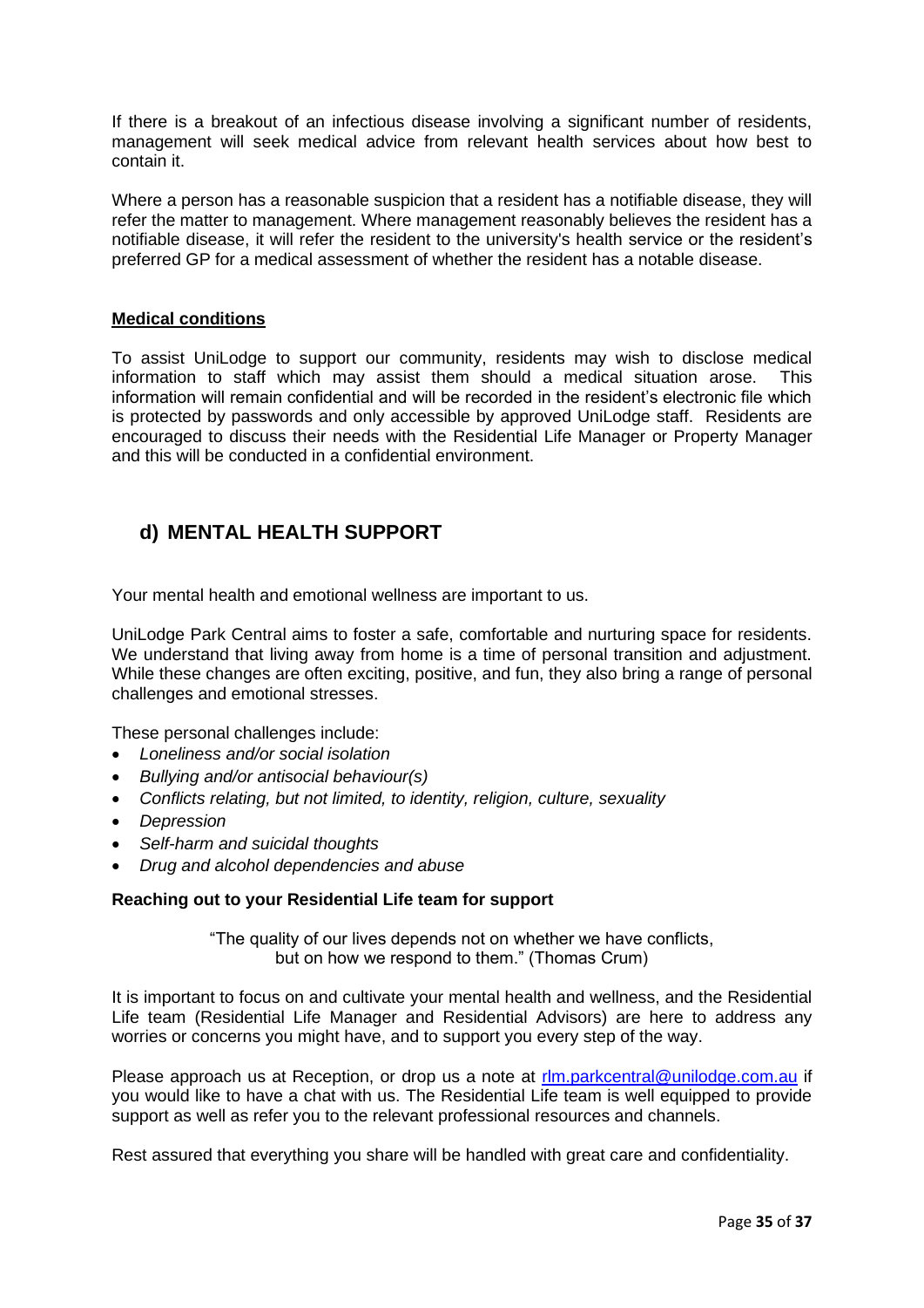If there is a breakout of an infectious disease involving a significant number of residents, management will seek medical advice from relevant health services about how best to contain it.

Where a person has a reasonable suspicion that a resident has a notifiable disease, they will refer the matter to management. Where management reasonably believes the resident has a notifiable disease, it will refer the resident to the university's health service or the resident's preferred GP for a medical assessment of whether the resident has a notable disease.

**Medical conditions**

To assist UniLodge to support our community, residents may wish to disclose medical information to staff which may assist them should a medical situation arose. This information will remain confidential and will be recorded in the resident's electronic file which is protected by passwords and only accessible by approved UniLodge staff. Residents are encouraged to discuss their needs with the Residential Life Manager or Property Manager and this will be conducted in a confidential environment.

## d) MENTAL HEALTH SUPPORT

Your mental health and emotional wellness are important to us.

UniLodge Park Central aims to foster a safe, comfortable and nurturing space for residents. We understand that living away from home is a time of personal transition and adjustment. While these changes are often exciting, positive, and fun, they also bring a range of personal challenges and emotional stresses.

These personal challenges include:

- *Loneliness and/or social isolation*
- *Bullying and/or antisocial behaviour(s)*
- *Conflicts relating, but not limited, to identity, religion, culture, sexuality*
- *Depression*
- *Self-harm and suicidal thoughts*
- *Drug and alcohol dependencies and abuse*

**Reaching out to your Residential Life team for support**

"The quality of our lives depends not on whether we have conflicts, but on how we respond to them." (Thomas Crum)

It is important to focus on and cultivate your mental health and wellness, and the Residential Life team (Residential Life Manager and Residential Advisors) are here to address any worries or concerns you might have, and to support you every step of the way.

Please approach us at Reception, or drop us a note at rlm.parkcentral@unilodge.com.au if you would like to have a chat with us. The Residential Life team is well equipped to provide support as well as refer you to the relevant professional resources and channels.

Rest assured that everything you share will be handled with great care and confidentiality.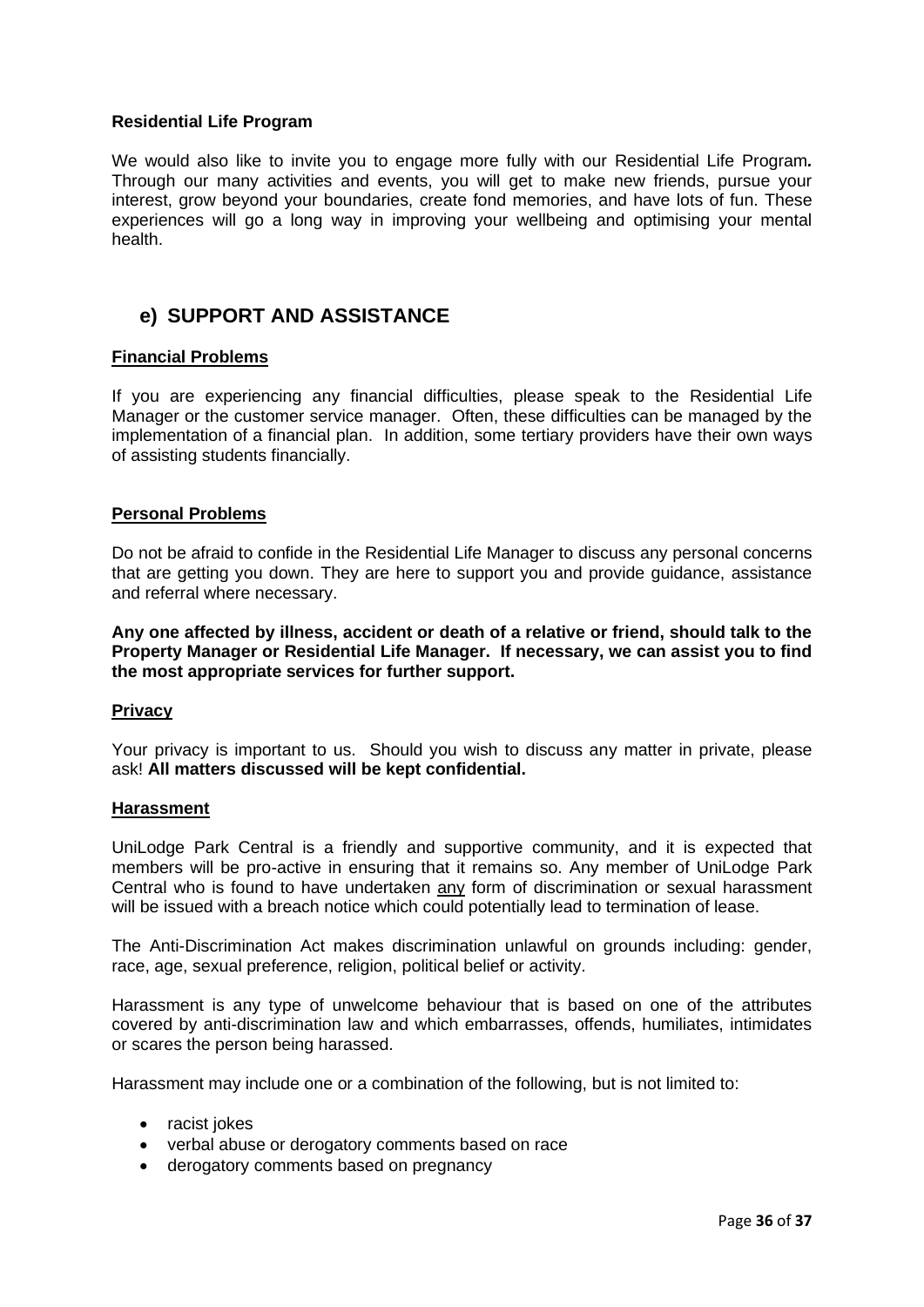**Residential Life Program**

We would also like to invite you to engage more fully with our Residential Life Program***.*** Through our many activities and events, you will get to make new friends, pursue your interest, grow beyond your boundaries, create fond memories, and have lots of fun. These experiences will go a long way in improving your wellbeing and optimising your mental health.

## e) SUPPORT AND ASSISTANCE

**Financial Problems**

If you are experiencing any financial difficulties, please speak to the Residential Life Manager or the customer service manager. Often, these difficulties can be managed by the implementation of a financial plan. In addition, some tertiary providers have their own ways of assisting students financially.

**Personal Problems**

Do not be afraid to confide in the Residential Life Manager to discuss any personal concerns that are getting you down. They are here to support you and provide guidance, assistance and referral where necessary.

**Any one affected by illness, accident or death of a relative or friend, should talk to the Property Manager or Residential Life Manager. If necessary, we can assist you to find the most appropriate services for further support.**

**Privacy**

Your privacy is important to us. Should you wish to discuss any matter in private, please ask! **All matters discussed will be kept confidential.**

**Harassment**

UniLodge Park Central is a friendly and supportive community, and it is expected that members will be pro-active in ensuring that it remains so. Any member of UniLodge Park Central who is found to have undertaken any form of discrimination or sexual harassment will be issued with a breach notice which could potentially lead to termination of lease.

The Anti-Discrimination Act makes discrimination unlawful on grounds including: gender, race, age, sexual preference, religion, political belief or activity.

Harassment is any type of unwelcome behaviour that is based on one of the attributes covered by anti-discrimination law and which embarrasses, offends, humiliates, intimidates or scares the person being harassed.

Harassment may include one or a combination of the following, but is not limited to:

- racist jokes
- verbal abuse or derogatory comments based on race
- derogatory comments based on pregnancy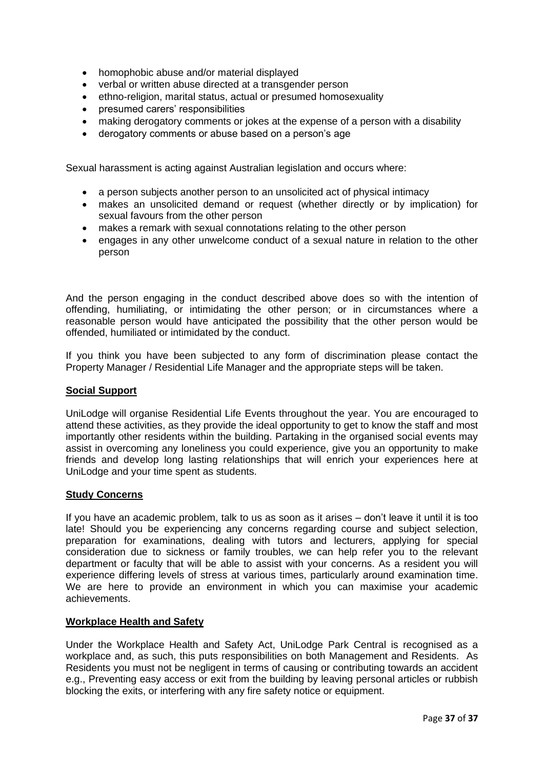- homophobic abuse and/or material displayed
- verbal or written abuse directed at a transgender person
- ethno-religion, marital status, actual or presumed homosexuality
- presumed carers' responsibilities
- making derogatory comments or jokes at the expense of a person with a disability
- derogatory comments or abuse based on a person's age

Sexual harassment is acting against Australian legislation and occurs where:

- a person subjects another person to an unsolicited act of physical intimacy
- makes an unsolicited demand or request (whether directly or by implication) for sexual favours from the other person
- makes a remark with sexual connotations relating to the other person
- engages in any other unwelcome conduct of a sexual nature in relation to the other person

And the person engaging in the conduct described above does so with the intention of offending, humiliating, or intimidating the other person; or in circumstances where a reasonable person would have anticipated the possibility that the other person would be offended, humiliated or intimidated by the conduct.

If you think you have been subjected to any form of discrimination please contact the Property Manager / Residential Life Manager and the appropriate steps will be taken.

## Social Support

UniLodge will organise Residential Life Events throughout the year. You are encouraged to attend these activities, as they provide the ideal opportunity to get to know the staff and most importantly other residents within the building. Partaking in the organised social events may assist in overcoming any loneliness you could experience, give you an opportunity to make friends and develop long lasting relationships that will enrich your experiences here at UniLodge and your time spent as students.

## Study Concerns

If you have an academic problem, talk to us as soon as it arises – don't leave it until it is too late! Should you be experiencing any concerns regarding course and subject selection, preparation for examinations, dealing with tutors and lecturers, applying for special consideration due to sickness or family troubles, we can help refer you to the relevant department or faculty that will be able to assist with your concerns. As a resident you will experience differing levels of stress at various times, particularly around examination time. We are here to provide an environment in which you can maximise your academic achievements.

## Workplace Health and Safety

Under the Workplace Health and Safety Act, UniLodge Park Central is recognised as a workplace and, as such, this puts responsibilities on both Management and Residents. As Residents you must not be negligent in terms of causing or contributing towards an accident e.g., Preventing easy access or exit from the building by leaving personal articles or rubbish blocking the exits, or interfering with any fire safety notice or equipment.